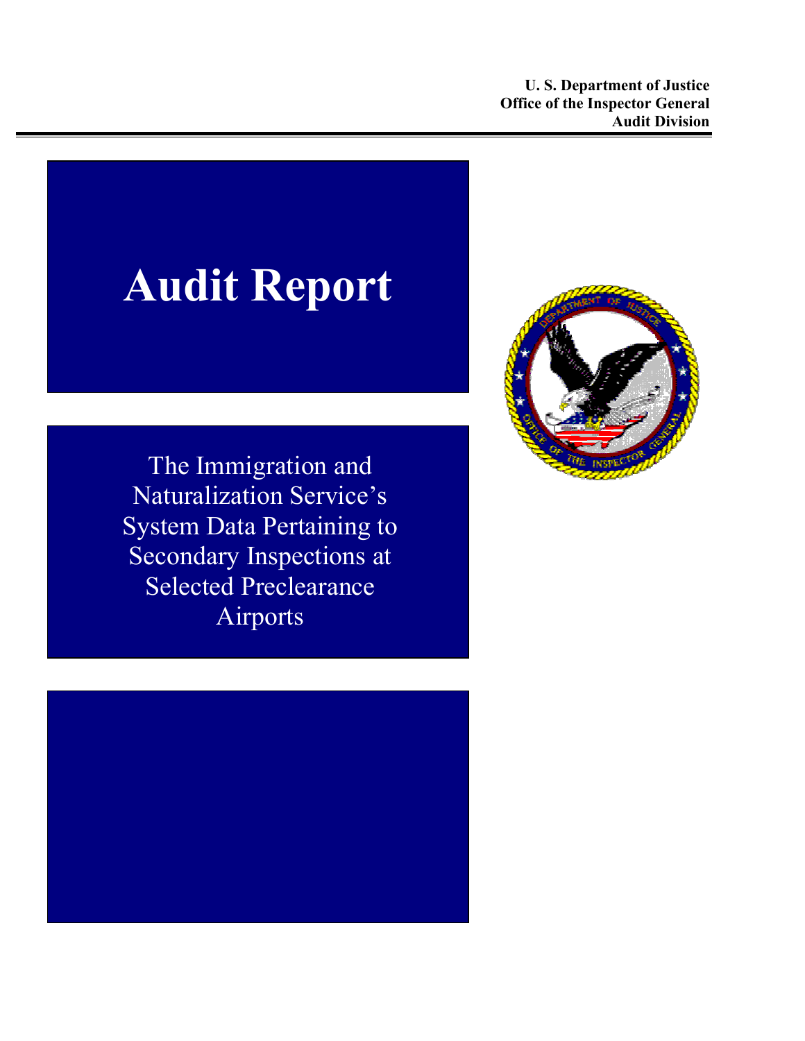**U. S. Department of Justice**
**Office of the Inspector General**
**Audit Division**

# Audit Report

## The Immigration and Naturalization Service's System Data Pertaining to Secondary Inspections at Selected Preclearance Airports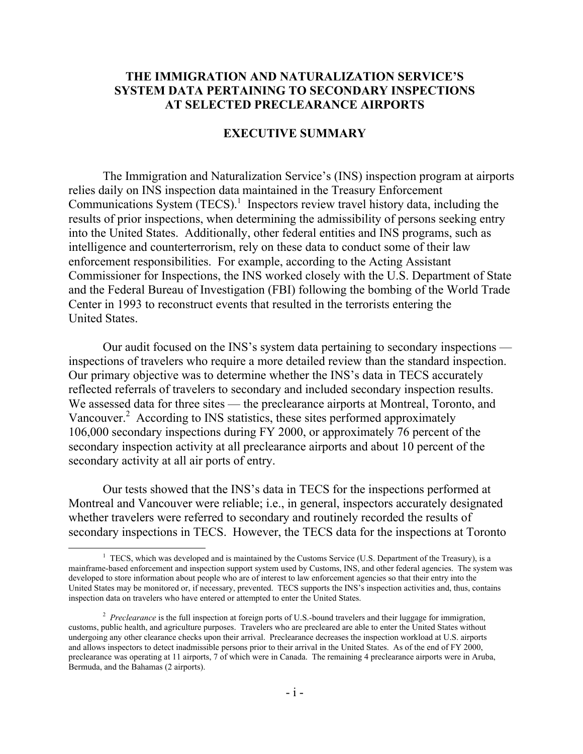# THE IMMIGRATION AND NATURALIZATION SERVICE'S SYSTEM DATA PERTAINING TO SECONDARY INSPECTIONS AT SELECTED PRECLEARANCE AIRPORTS

## EXECUTIVE SUMMARY

The Immigration and Naturalization Service's (INS) inspection program at airports relies daily on INS inspection data maintained in the Treasury Enforcement Communications System (TECS).[1] Inspectors review travel history data, including the results of prior inspections, when determining the admissibility of persons seeking entry into the United States. Additionally, other federal entities and INS programs, such as intelligence and counterterrorism, rely on these data to conduct some of their law enforcement responsibilities. For example, according to the Acting Assistant Commissioner for Inspections, the INS worked closely with the U.S. Department of State and the Federal Bureau of Investigation (FBI) following the bombing of the World Trade Center in 1993 to reconstruct events that resulted in the terrorists entering the United States.

Our audit focused on the INS's system data pertaining to secondary inspections — inspections of travelers who require a more detailed review than the standard inspection. Our primary objective was to determine whether the INS's data in TECS accurately reflected referrals of travelers to secondary and included secondary inspection results. We assessed data for three sites — the preclearance airports at Montreal, Toronto, and Vancouver.[2] According to INS statistics, these sites performed approximately 106,000 secondary inspections during FY 2000, or approximately 76 percent of the secondary inspection activity at all preclearance airports and about 10 percent of the secondary activity at all air ports of entry.

Our tests showed that the INS's data in TECS for the inspections performed at Montreal and Vancouver were reliable; i.e., in general, inspectors accurately designated whether travelers were referred to secondary and routinely recorded the results of secondary inspections in TECS. However, the TECS data for the inspections at Toronto

---

[1] TECS, which was developed and is maintained by the Customs Service (U.S. Department of the Treasury), is a mainframe-based enforcement and inspection support system used by Customs, INS, and other federal agencies. The system was developed to store information about people who are of interest to law enforcement agencies so that their entry into the United States may be monitored or, if necessary, prevented. TECS supports the INS's inspection activities and, thus, contains inspection data on travelers who have entered or attempted to enter the United States.

[2] *Preclearance* is the full inspection at foreign ports of U.S.-bound travelers and their luggage for immigration, customs, public health, and agriculture purposes. Travelers who are precleared are able to enter the United States without undergoing any other clearance checks upon their arrival. Preclearance decreases the inspection workload at U.S. airports and allows inspectors to detect inadmissible persons prior to their arrival in the United States. As of the end of FY 2000, preclearance was operating at 11 airports, 7 of which were in Canada. The remaining 4 preclearance airports were in Aruba, Bermuda, and the Bahamas (2 airports).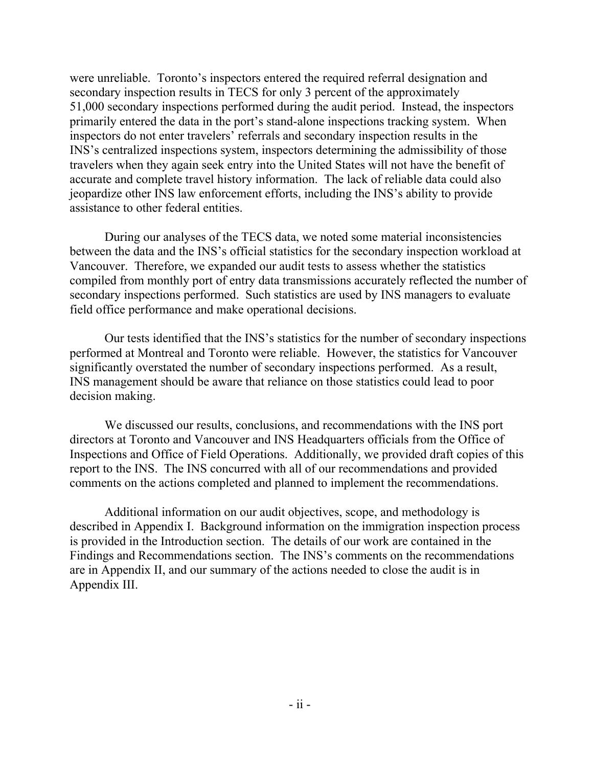were unreliable. Toronto's inspectors entered the required referral designation and secondary inspection results in TECS for only 3 percent of the approximately 51,000 secondary inspections performed during the audit period. Instead, the inspectors primarily entered the data in the port's stand-alone inspections tracking system. When inspectors do not enter travelers' referrals and secondary inspection results in the INS's centralized inspections system, inspectors determining the admissibility of those travelers when they again seek entry into the United States will not have the benefit of accurate and complete travel history information. The lack of reliable data could also jeopardize other INS law enforcement efforts, including the INS's ability to provide assistance to other federal entities.

During our analyses of the TECS data, we noted some material inconsistencies between the data and the INS's official statistics for the secondary inspection workload at Vancouver. Therefore, we expanded our audit tests to assess whether the statistics compiled from monthly port of entry data transmissions accurately reflected the number of secondary inspections performed. Such statistics are used by INS managers to evaluate field office performance and make operational decisions.

Our tests identified that the INS's statistics for the number of secondary inspections performed at Montreal and Toronto were reliable. However, the statistics for Vancouver significantly overstated the number of secondary inspections performed. As a result, INS management should be aware that reliance on those statistics could lead to poor decision making.

We discussed our results, conclusions, and recommendations with the INS port directors at Toronto and Vancouver and INS Headquarters officials from the Office of Inspections and Office of Field Operations. Additionally, we provided draft copies of this report to the INS. The INS concurred with all of our recommendations and provided comments on the actions completed and planned to implement the recommendations.

Additional information on our audit objectives, scope, and methodology is described in Appendix I. Background information on the immigration inspection process is provided in the Introduction section. The details of our work are contained in the Findings and Recommendations section. The INS's comments on the recommendations are in Appendix II, and our summary of the actions needed to close the audit is in Appendix III.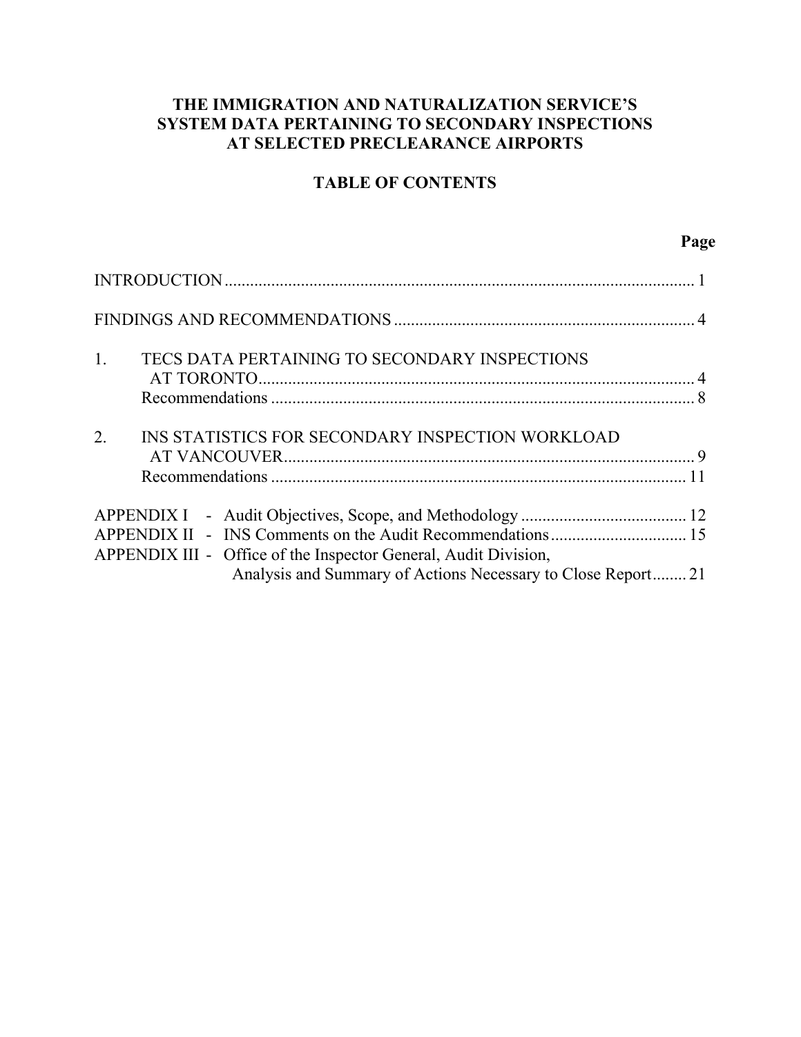# THE IMMIGRATION AND NATURALIZATION SERVICE'S SYSTEM DATA PERTAINING TO SECONDARY INSPECTIONS AT SELECTED PRECLEARANCE AIRPORTS

## TABLE OF CONTENTS

| | Page |
|---|---|
| INTRODUCTION | 1 |
| FINDINGS AND RECOMMENDATIONS | 4 |
| 1. TECS DATA PERTAINING TO SECONDARY INSPECTIONS AT TORONTO | 4 |
| Recommendations | 8 |
| 2. INS STATISTICS FOR SECONDARY INSPECTION WORKLOAD AT VANCOUVER | 9 |
| Recommendations | 11 |
| APPENDIX I - Audit Objectives, Scope, and Methodology | 12 |
| APPENDIX II - INS Comments on the Audit Recommendations | 15 |
| APPENDIX III - Office of the Inspector General, Audit Division, Analysis and Summary of Actions Necessary to Close Report | 21 |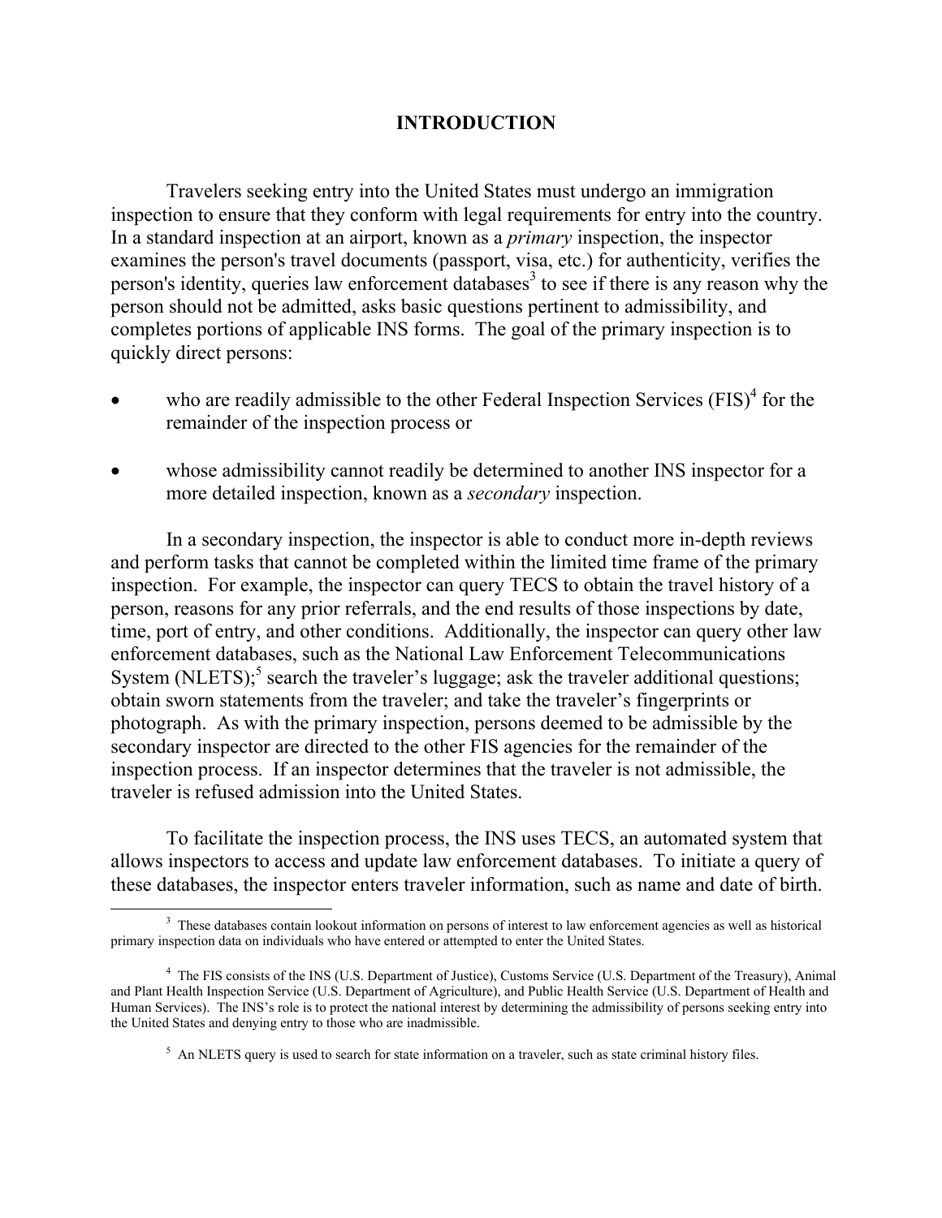## INTRODUCTION

Travelers seeking entry into the United States must undergo an immigration inspection to ensure that they conform with legal requirements for entry into the country. In a standard inspection at an airport, known as a *primary* inspection, the inspector examines the person's travel documents (passport, visa, etc.) for authenticity, verifies the person's identity, queries law enforcement databases[3] to see if there is any reason why the person should not be admitted, asks basic questions pertinent to admissibility, and completes portions of applicable INS forms. The goal of the primary inspection is to quickly direct persons:

- who are readily admissible to the other Federal Inspection Services (FIS)[4] for the remainder of the inspection process or
- whose admissibility cannot readily be determined to another INS inspector for a more detailed inspection, known as a *secondary* inspection.

In a secondary inspection, the inspector is able to conduct more in-depth reviews and perform tasks that cannot be completed within the limited time frame of the primary inspection. For example, the inspector can query TECS to obtain the travel history of a person, reasons for any prior referrals, and the end results of those inspections by date, time, port of entry, and other conditions. Additionally, the inspector can query other law enforcement databases, such as the National Law Enforcement Telecommunications System (NLETS);[5] search the traveler's luggage; ask the traveler additional questions; obtain sworn statements from the traveler; and take the traveler's fingerprints or photograph. As with the primary inspection, persons deemed to be admissible by the secondary inspector are directed to the other FIS agencies for the remainder of the inspection process. If an inspector determines that the traveler is not admissible, the traveler is refused admission into the United States.

To facilitate the inspection process, the INS uses TECS, an automated system that allows inspectors to access and update law enforcement databases. To initiate a query of these databases, the inspector enters traveler information, such as name and date of birth.

---

[3] These databases contain lookout information on persons of interest to law enforcement agencies as well as historical primary inspection data on individuals who have entered or attempted to enter the United States.

[4] The FIS consists of the INS (U.S. Department of Justice), Customs Service (U.S. Department of the Treasury), Animal and Plant Health Inspection Service (U.S. Department of Agriculture), and Public Health Service (U.S. Department of Health and Human Services). The INS's role is to protect the national interest by determining the admissibility of persons seeking entry into the United States and denying entry to those who are inadmissible.

[5] An NLETS query is used to search for state information on a traveler, such as state criminal history files.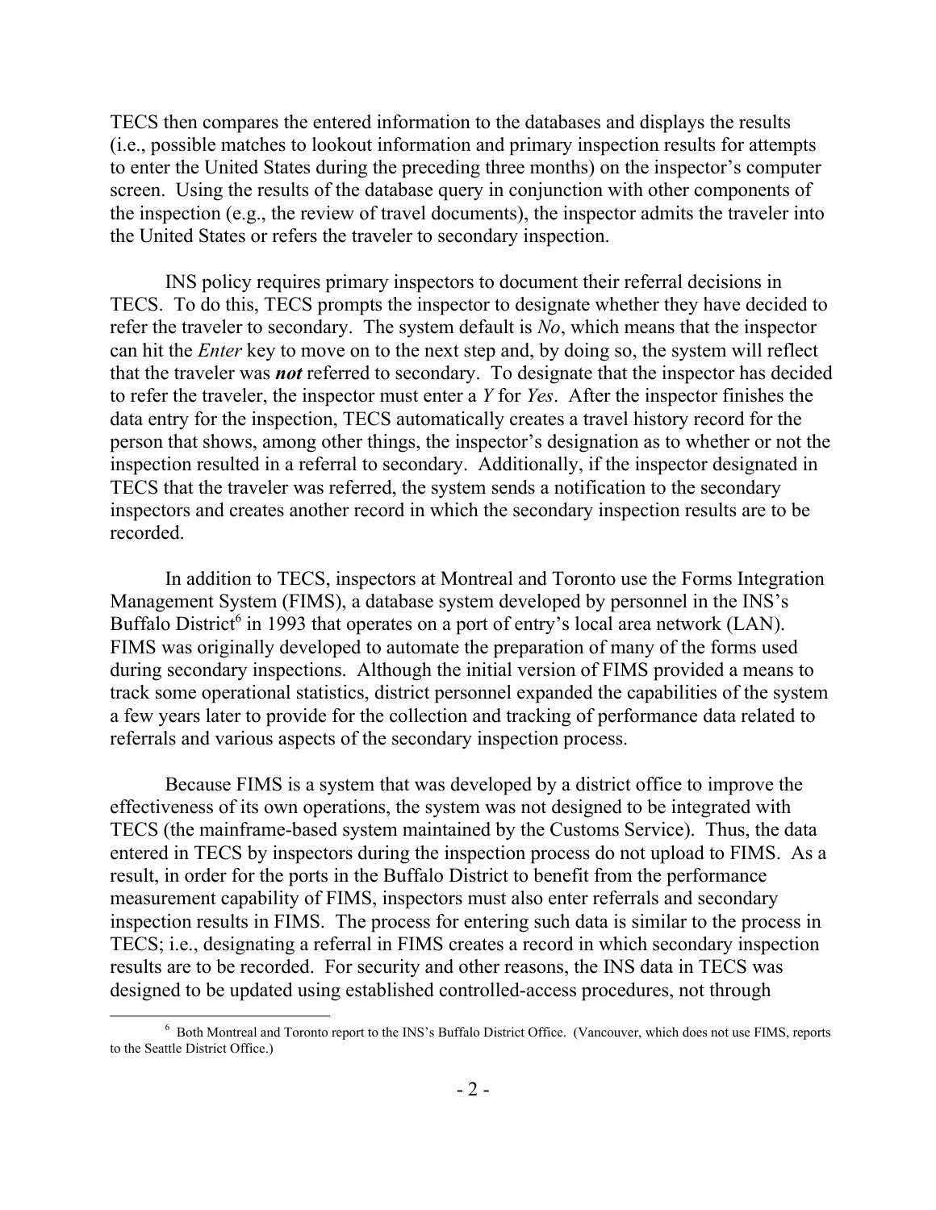TECS then compares the entered information to the databases and displays the results (i.e., possible matches to lookout information and primary inspection results for attempts to enter the United States during the preceding three months) on the inspector's computer screen. Using the results of the database query in conjunction with other components of the inspection (e.g., the review of travel documents), the inspector admits the traveler into the United States or refers the traveler to secondary inspection.

INS policy requires primary inspectors to document their referral decisions in TECS. To do this, TECS prompts the inspector to designate whether they have decided to refer the traveler to secondary. The system default is *No*, which means that the inspector can hit the *Enter* key to move on to the next step and, by doing so, the system will reflect that the traveler was ***not*** referred to secondary. To designate that the inspector has decided to refer the traveler, the inspector must enter a *Y* for *Yes*. After the inspector finishes the data entry for the inspection, TECS automatically creates a travel history record for the person that shows, among other things, the inspector's designation as to whether or not the inspection resulted in a referral to secondary. Additionally, if the inspector designated in TECS that the traveler was referred, the system sends a notification to the secondary inspectors and creates another record in which the secondary inspection results are to be recorded.

In addition to TECS, inspectors at Montreal and Toronto use the Forms Integration Management System (FIMS), a database system developed by personnel in the INS's Buffalo District[6] in 1993 that operates on a port of entry's local area network (LAN). FIMS was originally developed to automate the preparation of many of the forms used during secondary inspections. Although the initial version of FIMS provided a means to track some operational statistics, district personnel expanded the capabilities of the system a few years later to provide for the collection and tracking of performance data related to referrals and various aspects of the secondary inspection process.

Because FIMS is a system that was developed by a district office to improve the effectiveness of its own operations, the system was not designed to be integrated with TECS (the mainframe-based system maintained by the Customs Service). Thus, the data entered in TECS by inspectors during the inspection process do not upload to FIMS. As a result, in order for the ports in the Buffalo District to benefit from the performance measurement capability of FIMS, inspectors must also enter referrals and secondary inspection results in FIMS. The process for entering such data is similar to the process in TECS; i.e., designating a referral in FIMS creates a record in which secondary inspection results are to be recorded. For security and other reasons, the INS data in TECS was designed to be updated using established controlled-access procedures, not through

---

[6] Both Montreal and Toronto report to the INS's Buffalo District Office. (Vancouver, which does not use FIMS, reports to the Seattle District Office.)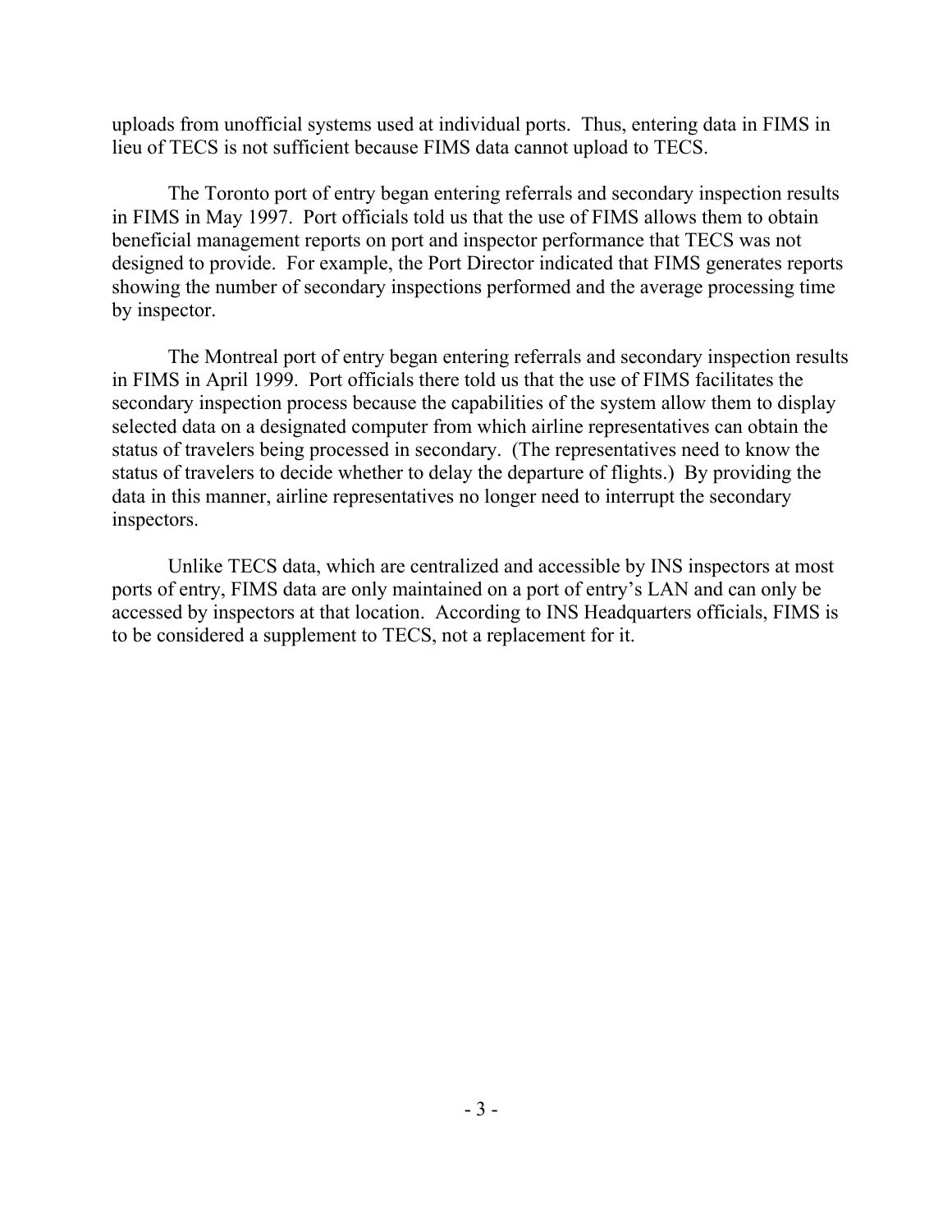uploads from unofficial systems used at individual ports. Thus, entering data in FIMS in lieu of TECS is not sufficient because FIMS data cannot upload to TECS.

The Toronto port of entry began entering referrals and secondary inspection results in FIMS in May 1997. Port officials told us that the use of FIMS allows them to obtain beneficial management reports on port and inspector performance that TECS was not designed to provide. For example, the Port Director indicated that FIMS generates reports showing the number of secondary inspections performed and the average processing time by inspector.

The Montreal port of entry began entering referrals and secondary inspection results in FIMS in April 1999. Port officials there told us that the use of FIMS facilitates the secondary inspection process because the capabilities of the system allow them to display selected data on a designated computer from which airline representatives can obtain the status of travelers being processed in secondary. (The representatives need to know the status of travelers to decide whether to delay the departure of flights.) By providing the data in this manner, airline representatives no longer need to interrupt the secondary inspectors.

Unlike TECS data, which are centralized and accessible by INS inspectors at most ports of entry, FIMS data are only maintained on a port of entry's LAN and can only be accessed by inspectors at that location. According to INS Headquarters officials, FIMS is to be considered a supplement to TECS, not a replacement for it.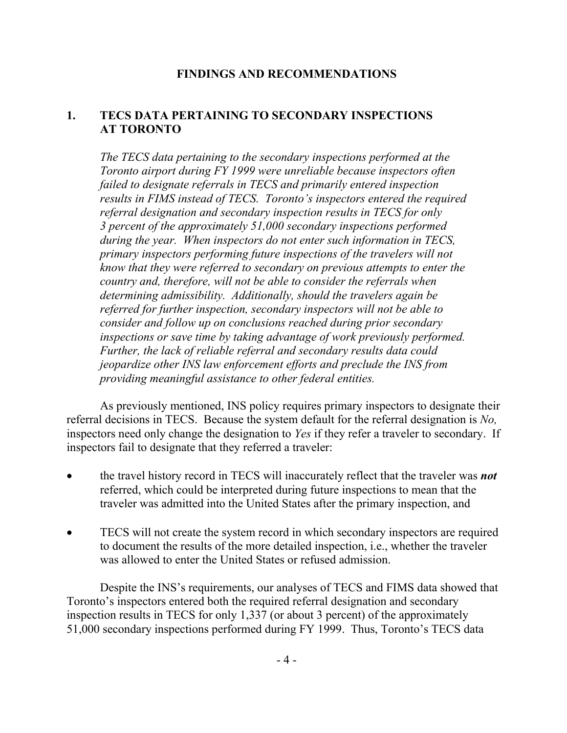## FINDINGS AND RECOMMENDATIONS

### 1. TECS DATA PERTAINING TO SECONDARY INSPECTIONS AT TORONTO

*The TECS data pertaining to the secondary inspections performed at the Toronto airport during FY 1999 were unreliable because inspectors often failed to designate referrals in TECS and primarily entered inspection results in FIMS instead of TECS. Toronto's inspectors entered the required referral designation and secondary inspection results in TECS for only 3 percent of the approximately 51,000 secondary inspections performed during the year. When inspectors do not enter such information in TECS, primary inspectors performing future inspections of the travelers will not know that they were referred to secondary on previous attempts to enter the country and, therefore, will not be able to consider the referrals when determining admissibility. Additionally, should the travelers again be referred for further inspection, secondary inspectors will not be able to consider and follow up on conclusions reached during prior secondary inspections or save time by taking advantage of work previously performed. Further, the lack of reliable referral and secondary results data could jeopardize other INS law enforcement efforts and preclude the INS from providing meaningful assistance to other federal entities.*

As previously mentioned, INS policy requires primary inspectors to designate their referral decisions in TECS. Because the system default for the referral designation is *No,* inspectors need only change the designation to *Yes* if they refer a traveler to secondary. If inspectors fail to designate that they referred a traveler:

- the travel history record in TECS will inaccurately reflect that the traveler was ***not*** referred, which could be interpreted during future inspections to mean that the traveler was admitted into the United States after the primary inspection, and
- TECS will not create the system record in which secondary inspectors are required to document the results of the more detailed inspection, i.e., whether the traveler was allowed to enter the United States or refused admission.

Despite the INS's requirements, our analyses of TECS and FIMS data showed that Toronto's inspectors entered both the required referral designation and secondary inspection results in TECS for only 1,337 (or about 3 percent) of the approximately 51,000 secondary inspections performed during FY 1999. Thus, Toronto's TECS data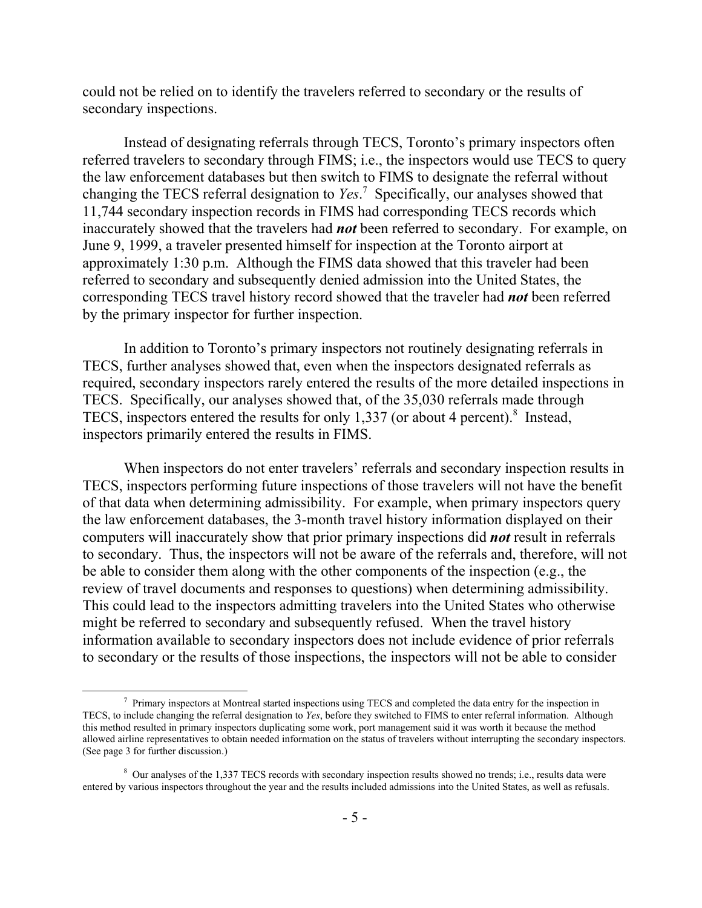could not be relied on to identify the travelers referred to secondary or the results of secondary inspections.

Instead of designating referrals through TECS, Toronto's primary inspectors often referred travelers to secondary through FIMS; i.e., the inspectors would use TECS to query the law enforcement databases but then switch to FIMS to designate the referral without changing the TECS referral designation to *Yes*.[7] Specifically, our analyses showed that 11,744 secondary inspection records in FIMS had corresponding TECS records which inaccurately showed that the travelers had ***not*** been referred to secondary. For example, on June 9, 1999, a traveler presented himself for inspection at the Toronto airport at approximately 1:30 p.m. Although the FIMS data showed that this traveler had been referred to secondary and subsequently denied admission into the United States, the corresponding TECS travel history record showed that the traveler had ***not*** been referred by the primary inspector for further inspection.

In addition to Toronto's primary inspectors not routinely designating referrals in TECS, further analyses showed that, even when the inspectors designated referrals as required, secondary inspectors rarely entered the results of the more detailed inspections in TECS. Specifically, our analyses showed that, of the 35,030 referrals made through TECS, inspectors entered the results for only 1,337 (or about 4 percent).[8] Instead, inspectors primarily entered the results in FIMS.

When inspectors do not enter travelers' referrals and secondary inspection results in TECS, inspectors performing future inspections of those travelers will not have the benefit of that data when determining admissibility. For example, when primary inspectors query the law enforcement databases, the 3-month travel history information displayed on their computers will inaccurately show that prior primary inspections did ***not*** result in referrals to secondary. Thus, the inspectors will not be aware of the referrals and, therefore, will not be able to consider them along with the other components of the inspection (e.g., the review of travel documents and responses to questions) when determining admissibility. This could lead to the inspectors admitting travelers into the United States who otherwise might be referred to secondary and subsequently refused. When the travel history information available to secondary inspectors does not include evidence of prior referrals to secondary or the results of those inspections, the inspectors will not be able to consider

---

[7] Primary inspectors at Montreal started inspections using TECS and completed the data entry for the inspection in TECS, to include changing the referral designation to *Yes*, before they switched to FIMS to enter referral information. Although this method resulted in primary inspectors duplicating some work, port management said it was worth it because the method allowed airline representatives to obtain needed information on the status of travelers without interrupting the secondary inspectors. (See page 3 for further discussion.)

[8] Our analyses of the 1,337 TECS records with secondary inspection results showed no trends; i.e., results data were entered by various inspectors throughout the year and the results included admissions into the United States, as well as refusals.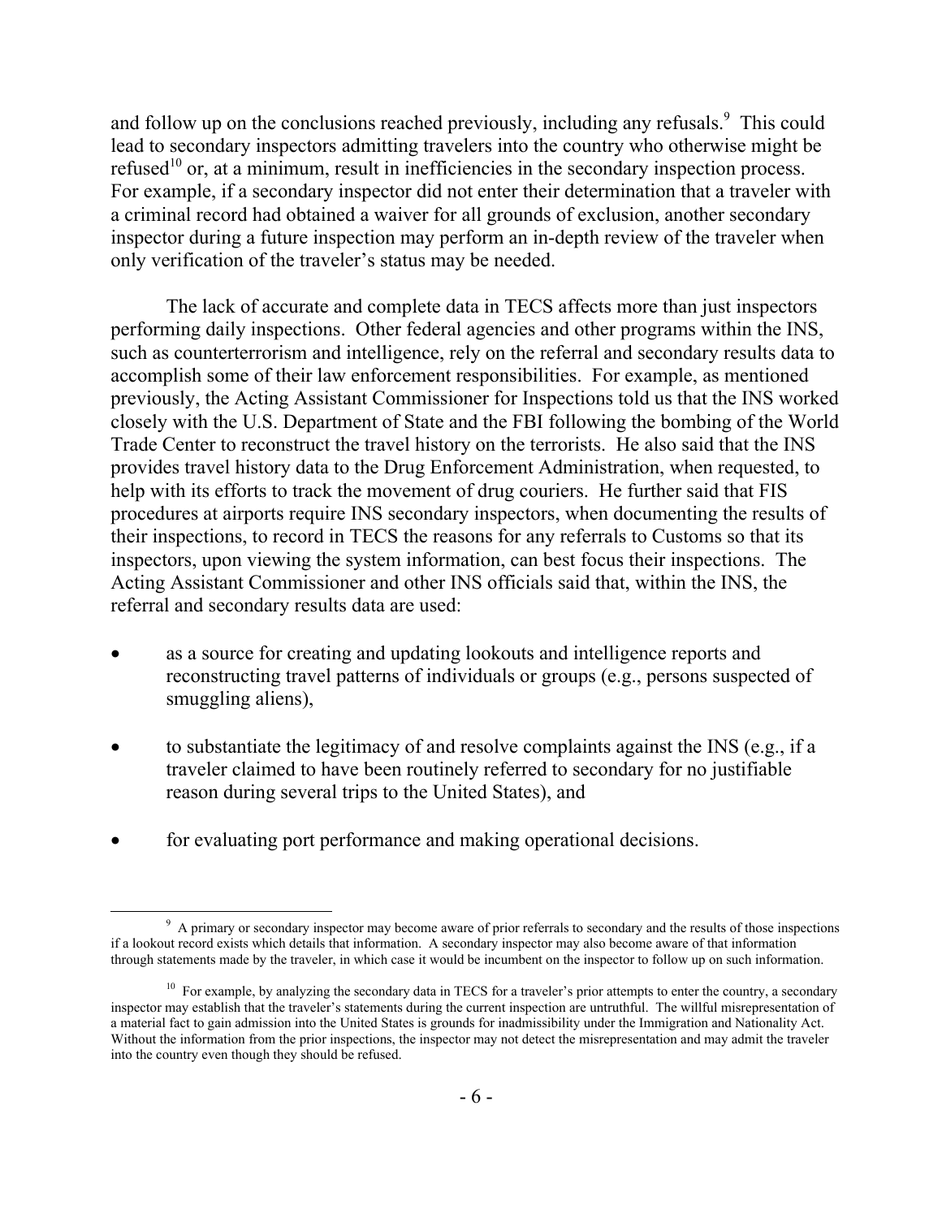and follow up on the conclusions reached previously, including any refusals.[9] This could lead to secondary inspectors admitting travelers into the country who otherwise might be refused[10] or, at a minimum, result in inefficiencies in the secondary inspection process. For example, if a secondary inspector did not enter their determination that a traveler with a criminal record had obtained a waiver for all grounds of exclusion, another secondary inspector during a future inspection may perform an in-depth review of the traveler when only verification of the traveler's status may be needed.

The lack of accurate and complete data in TECS affects more than just inspectors performing daily inspections. Other federal agencies and other programs within the INS, such as counterterrorism and intelligence, rely on the referral and secondary results data to accomplish some of their law enforcement responsibilities. For example, as mentioned previously, the Acting Assistant Commissioner for Inspections told us that the INS worked closely with the U.S. Department of State and the FBI following the bombing of the World Trade Center to reconstruct the travel history on the terrorists. He also said that the INS provides travel history data to the Drug Enforcement Administration, when requested, to help with its efforts to track the movement of drug couriers. He further said that FIS procedures at airports require INS secondary inspectors, when documenting the results of their inspections, to record in TECS the reasons for any referrals to Customs so that its inspectors, upon viewing the system information, can best focus their inspections. The Acting Assistant Commissioner and other INS officials said that, within the INS, the referral and secondary results data are used:

- as a source for creating and updating lookouts and intelligence reports and reconstructing travel patterns of individuals or groups (e.g., persons suspected of smuggling aliens),
- to substantiate the legitimacy of and resolve complaints against the INS (e.g., if a traveler claimed to have been routinely referred to secondary for no justifiable reason during several trips to the United States), and
- for evaluating port performance and making operational decisions.

---

[9] A primary or secondary inspector may become aware of prior referrals to secondary and the results of those inspections if a lookout record exists which details that information. A secondary inspector may also become aware of that information through statements made by the traveler, in which case it would be incumbent on the inspector to follow up on such information.

[10] For example, by analyzing the secondary data in TECS for a traveler's prior attempts to enter the country, a secondary inspector may establish that the traveler's statements during the current inspection are untruthful. The willful misrepresentation of a material fact to gain admission into the United States is grounds for inadmissibility under the Immigration and Nationality Act. Without the information from the prior inspections, the inspector may not detect the misrepresentation and may admit the traveler into the country even though they should be refused.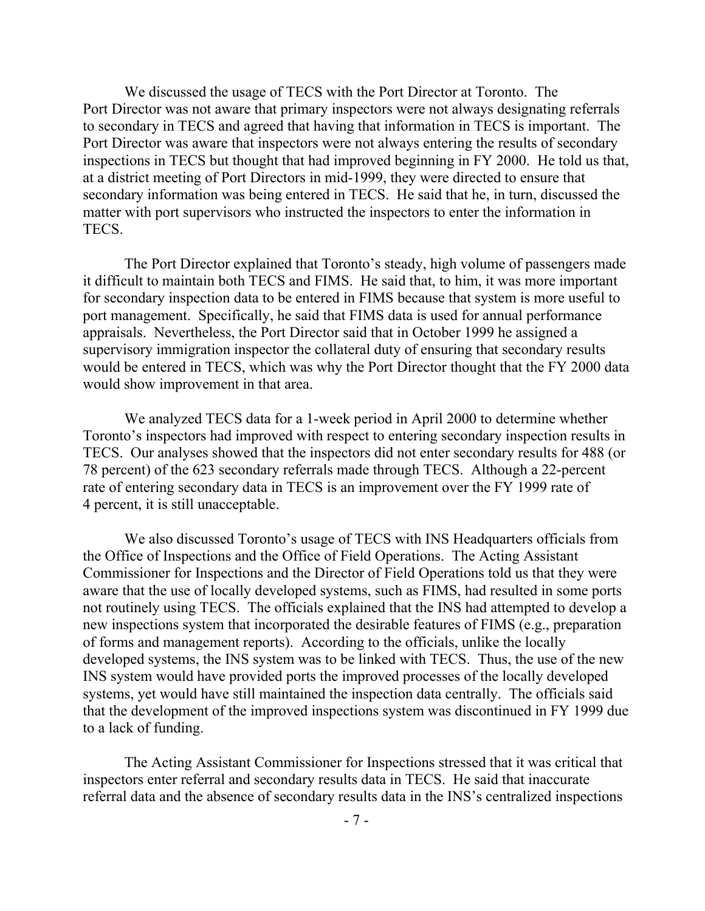We discussed the usage of TECS with the Port Director at Toronto. The Port Director was not aware that primary inspectors were not always designating referrals to secondary in TECS and agreed that having that information in TECS is important. The Port Director was aware that inspectors were not always entering the results of secondary inspections in TECS but thought that had improved beginning in FY 2000. He told us that, at a district meeting of Port Directors in mid-1999, they were directed to ensure that secondary information was being entered in TECS. He said that he, in turn, discussed the matter with port supervisors who instructed the inspectors to enter the information in TECS.

The Port Director explained that Toronto's steady, high volume of passengers made it difficult to maintain both TECS and FIMS. He said that, to him, it was more important for secondary inspection data to be entered in FIMS because that system is more useful to port management. Specifically, he said that FIMS data is used for annual performance appraisals. Nevertheless, the Port Director said that in October 1999 he assigned a supervisory immigration inspector the collateral duty of ensuring that secondary results would be entered in TECS, which was why the Port Director thought that the FY 2000 data would show improvement in that area.

We analyzed TECS data for a 1-week period in April 2000 to determine whether Toronto's inspectors had improved with respect to entering secondary inspection results in TECS. Our analyses showed that the inspectors did not enter secondary results for 488 (or 78 percent) of the 623 secondary referrals made through TECS. Although a 22-percent rate of entering secondary data in TECS is an improvement over the FY 1999 rate of 4 percent, it is still unacceptable.

We also discussed Toronto's usage of TECS with INS Headquarters officials from the Office of Inspections and the Office of Field Operations. The Acting Assistant Commissioner for Inspections and the Director of Field Operations told us that they were aware that the use of locally developed systems, such as FIMS, had resulted in some ports not routinely using TECS. The officials explained that the INS had attempted to develop a new inspections system that incorporated the desirable features of FIMS (e.g., preparation of forms and management reports). According to the officials, unlike the locally developed systems, the INS system was to be linked with TECS. Thus, the use of the new INS system would have provided ports the improved processes of the locally developed systems, yet would have still maintained the inspection data centrally. The officials said that the development of the improved inspections system was discontinued in FY 1999 due to a lack of funding.

The Acting Assistant Commissioner for Inspections stressed that it was critical that inspectors enter referral and secondary results data in TECS. He said that inaccurate referral data and the absence of secondary results data in the INS's centralized inspections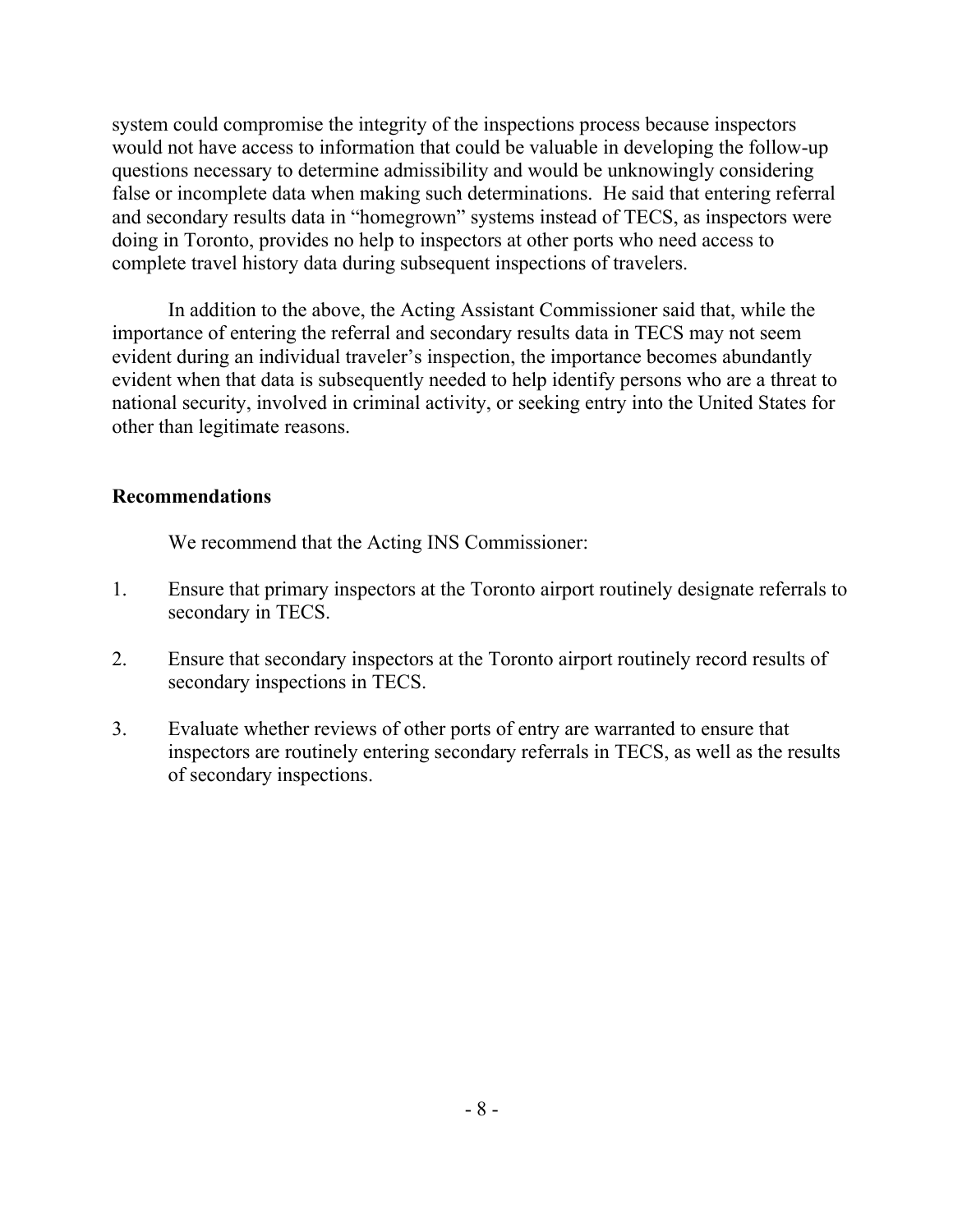system could compromise the integrity of the inspections process because inspectors would not have access to information that could be valuable in developing the follow-up questions necessary to determine admissibility and would be unknowingly considering false or incomplete data when making such determinations. He said that entering referral and secondary results data in "homegrown" systems instead of TECS, as inspectors were doing in Toronto, provides no help to inspectors at other ports who need access to complete travel history data during subsequent inspections of travelers.

In addition to the above, the Acting Assistant Commissioner said that, while the importance of entering the referral and secondary results data in TECS may not seem evident during an individual traveler's inspection, the importance becomes abundantly evident when that data is subsequently needed to help identify persons who are a threat to national security, involved in criminal activity, or seeking entry into the United States for other than legitimate reasons.

**Recommendations**

We recommend that the Acting INS Commissioner:

1. Ensure that primary inspectors at the Toronto airport routinely designate referrals to secondary in TECS.

2. Ensure that secondary inspectors at the Toronto airport routinely record results of secondary inspections in TECS.

3. Evaluate whether reviews of other ports of entry are warranted to ensure that inspectors are routinely entering secondary referrals in TECS, as well as the results of secondary inspections.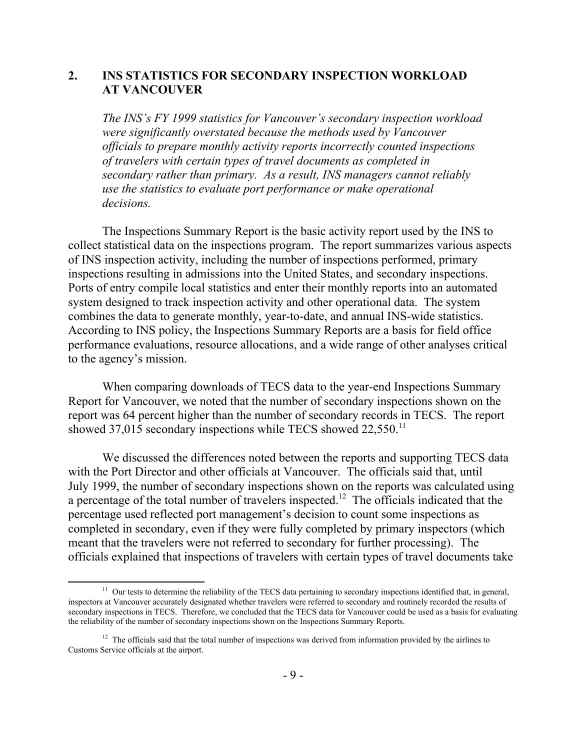## 2. INS STATISTICS FOR SECONDARY INSPECTION WORKLOAD AT VANCOUVER

*The INS's FY 1999 statistics for Vancouver's secondary inspection workload were significantly overstated because the methods used by Vancouver officials to prepare monthly activity reports incorrectly counted inspections of travelers with certain types of travel documents as completed in secondary rather than primary. As a result, INS managers cannot reliably use the statistics to evaluate port performance or make operational decisions.*

The Inspections Summary Report is the basic activity report used by the INS to collect statistical data on the inspections program. The report summarizes various aspects of INS inspection activity, including the number of inspections performed, primary inspections resulting in admissions into the United States, and secondary inspections. Ports of entry compile local statistics and enter their monthly reports into an automated system designed to track inspection activity and other operational data. The system combines the data to generate monthly, year-to-date, and annual INS-wide statistics. According to INS policy, the Inspections Summary Reports are a basis for field office performance evaluations, resource allocations, and a wide range of other analyses critical to the agency's mission.

When comparing downloads of TECS data to the year-end Inspections Summary Report for Vancouver, we noted that the number of secondary inspections shown on the report was 64 percent higher than the number of secondary records in TECS. The report showed 37,015 secondary inspections while TECS showed 22,550.[11]

We discussed the differences noted between the reports and supporting TECS data with the Port Director and other officials at Vancouver. The officials said that, until July 1999, the number of secondary inspections shown on the reports was calculated using a percentage of the total number of travelers inspected.[12] The officials indicated that the percentage used reflected port management's decision to count some inspections as completed in secondary, even if they were fully completed by primary inspectors (which meant that the travelers were not referred to secondary for further processing). The officials explained that inspections of travelers with certain types of travel documents take

---

[11] Our tests to determine the reliability of the TECS data pertaining to secondary inspections identified that, in general, inspectors at Vancouver accurately designated whether travelers were referred to secondary and routinely recorded the results of secondary inspections in TECS. Therefore, we concluded that the TECS data for Vancouver could be used as a basis for evaluating the reliability of the number of secondary inspections shown on the Inspections Summary Reports.

[12] The officials said that the total number of inspections was derived from information provided by the airlines to Customs Service officials at the airport.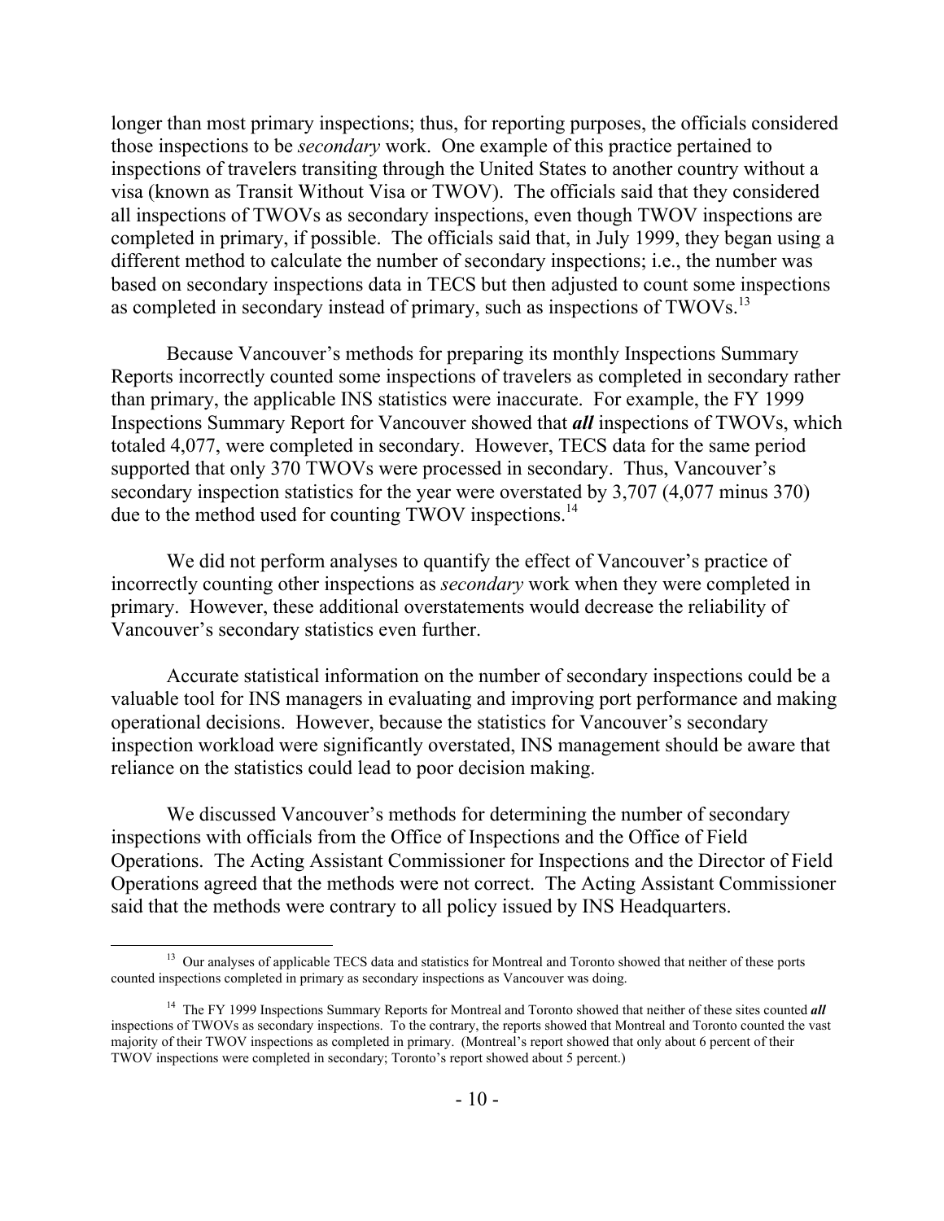longer than most primary inspections; thus, for reporting purposes, the officials considered those inspections to be *secondary* work. One example of this practice pertained to inspections of travelers transiting through the United States to another country without a visa (known as Transit Without Visa or TWOV). The officials said that they considered all inspections of TWOVs as secondary inspections, even though TWOV inspections are completed in primary, if possible. The officials said that, in July 1999, they began using a different method to calculate the number of secondary inspections; i.e., the number was based on secondary inspections data in TECS but then adjusted to count some inspections as completed in secondary instead of primary, such as inspections of TWOVs.[13]

Because Vancouver's methods for preparing its monthly Inspections Summary Reports incorrectly counted some inspections of travelers as completed in secondary rather than primary, the applicable INS statistics were inaccurate. For example, the FY 1999 Inspections Summary Report for Vancouver showed that ***all*** inspections of TWOVs, which totaled 4,077, were completed in secondary. However, TECS data for the same period supported that only 370 TWOVs were processed in secondary. Thus, Vancouver's secondary inspection statistics for the year were overstated by 3,707 (4,077 minus 370) due to the method used for counting TWOV inspections.[14]

We did not perform analyses to quantify the effect of Vancouver's practice of incorrectly counting other inspections as *secondary* work when they were completed in primary. However, these additional overstatements would decrease the reliability of Vancouver's secondary statistics even further.

Accurate statistical information on the number of secondary inspections could be a valuable tool for INS managers in evaluating and improving port performance and making operational decisions. However, because the statistics for Vancouver's secondary inspection workload were significantly overstated, INS management should be aware that reliance on the statistics could lead to poor decision making.

We discussed Vancouver's methods for determining the number of secondary inspections with officials from the Office of Inspections and the Office of Field Operations. The Acting Assistant Commissioner for Inspections and the Director of Field Operations agreed that the methods were not correct. The Acting Assistant Commissioner said that the methods were contrary to all policy issued by INS Headquarters.

---

[13] Our analyses of applicable TECS data and statistics for Montreal and Toronto showed that neither of these ports counted inspections completed in primary as secondary inspections as Vancouver was doing.

[14] The FY 1999 Inspections Summary Reports for Montreal and Toronto showed that neither of these sites counted ***all*** inspections of TWOVs as secondary inspections. To the contrary, the reports showed that Montreal and Toronto counted the vast majority of their TWOV inspections as completed in primary. (Montreal's report showed that only about 6 percent of their TWOV inspections were completed in secondary; Toronto's report showed about 5 percent.)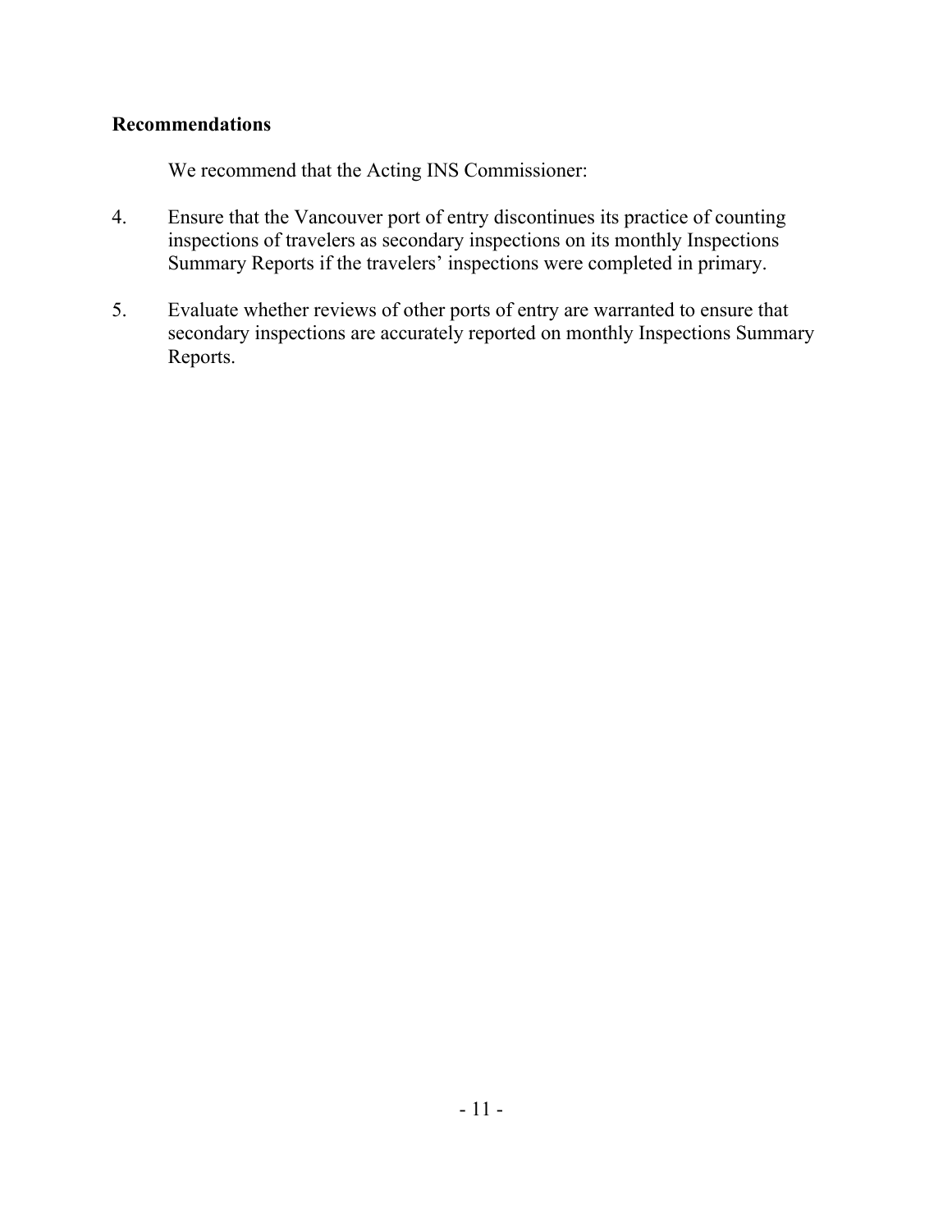**Recommendations**

We recommend that the Acting INS Commissioner:

4. Ensure that the Vancouver port of entry discontinues its practice of counting inspections of travelers as secondary inspections on its monthly Inspections Summary Reports if the travelers' inspections were completed in primary.

5. Evaluate whether reviews of other ports of entry are warranted to ensure that secondary inspections are accurately reported on monthly Inspections Summary Reports.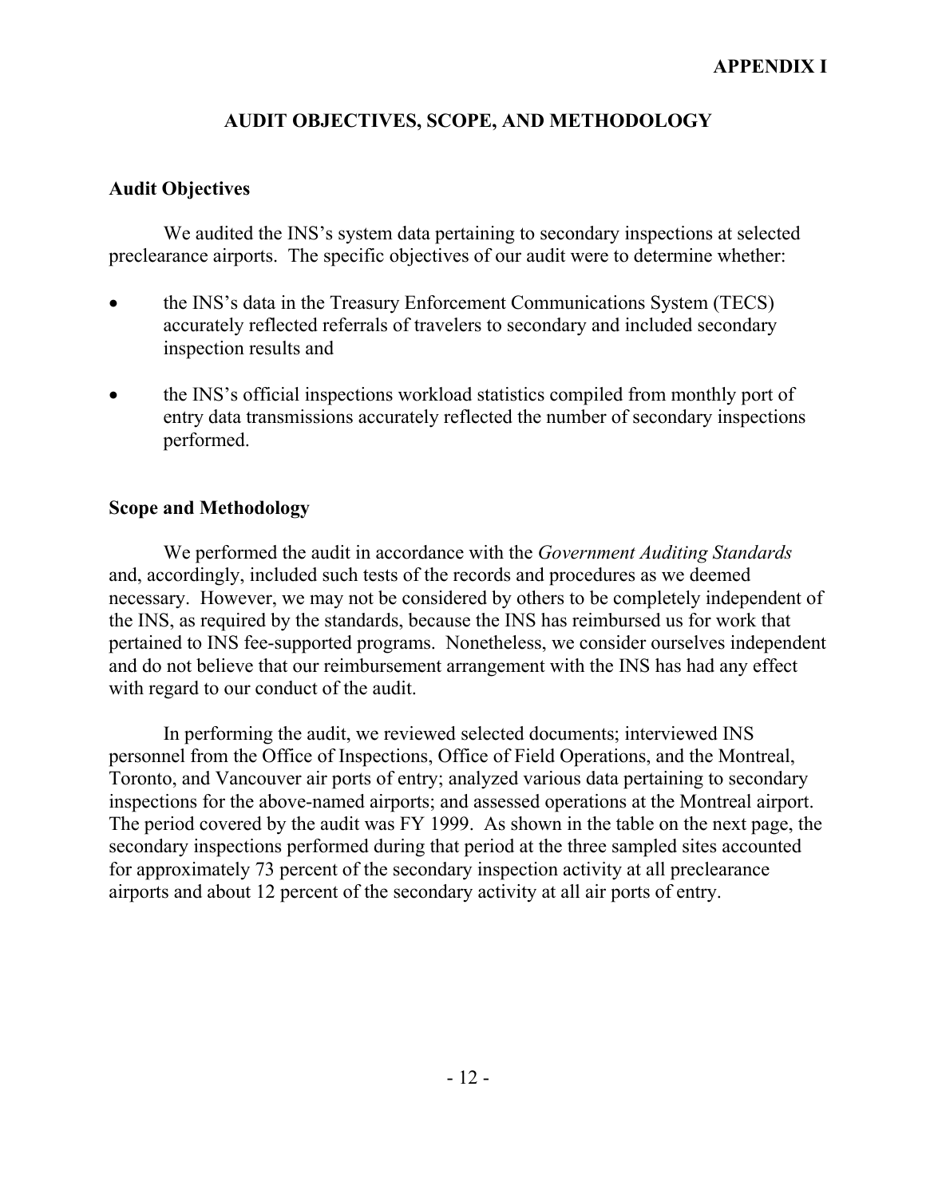APPENDIX I

## AUDIT OBJECTIVES, SCOPE, AND METHODOLOGY

### Audit Objectives

We audited the INS's system data pertaining to secondary inspections at selected preclearance airports. The specific objectives of our audit were to determine whether:

- the INS's data in the Treasury Enforcement Communications System (TECS) accurately reflected referrals of travelers to secondary and included secondary inspection results and
- the INS's official inspections workload statistics compiled from monthly port of entry data transmissions accurately reflected the number of secondary inspections performed.

### Scope and Methodology

We performed the audit in accordance with the *Government Auditing Standards* and, accordingly, included such tests of the records and procedures as we deemed necessary. However, we may not be considered by others to be completely independent of the INS, as required by the standards, because the INS has reimbursed us for work that pertained to INS fee-supported programs. Nonetheless, we consider ourselves independent and do not believe that our reimbursement arrangement with the INS has had any effect with regard to our conduct of the audit.

In performing the audit, we reviewed selected documents; interviewed INS personnel from the Office of Inspections, Office of Field Operations, and the Montreal, Toronto, and Vancouver air ports of entry; analyzed various data pertaining to secondary inspections for the above-named airports; and assessed operations at the Montreal airport. The period covered by the audit was FY 1999. As shown in the table on the next page, the secondary inspections performed during that period at the three sampled sites accounted for approximately 73 percent of the secondary inspection activity at all preclearance airports and about 12 percent of the secondary activity at all air ports of entry.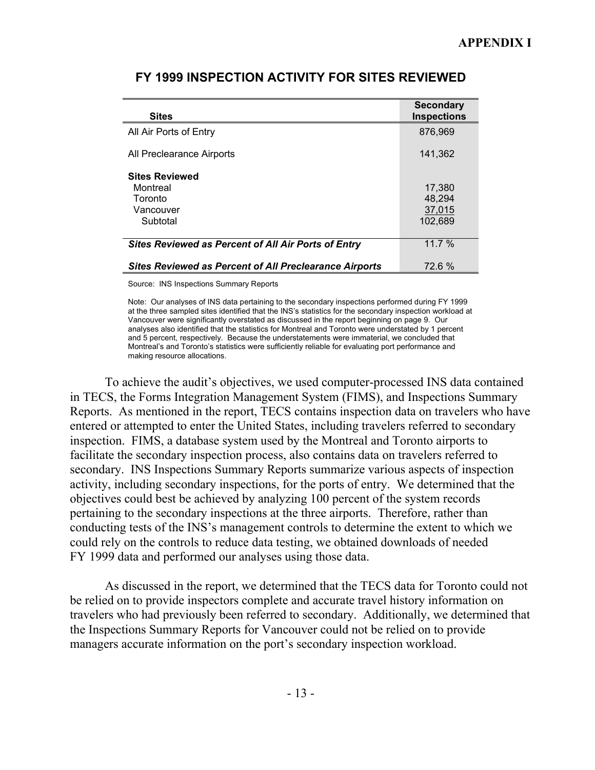# APPENDIX I

## FY 1999 INSPECTION ACTIVITY FOR SITES REVIEWED

| Sites | Secondary Inspections |
|---|---|
| All Air Ports of Entry | 876,969 |
| All Preclearance Airports | 141,362 |
| **Sites Reviewed** | |
| Montreal | 17,380 |
| Toronto | 48,294 |
| Vancouver | 37,015 |
| Subtotal | 102,689 |
| ***Sites Reviewed as Percent of All Air Ports of Entry*** | 11.7 % |
| ***Sites Reviewed as Percent of All Preclearance Airports*** | 72.6 % |

Source: INS Inspections Summary Reports

Note: Our analyses of INS data pertaining to the secondary inspections performed during FY 1999 at the three sampled sites identified that the INS's statistics for the secondary inspection workload at Vancouver were significantly overstated as discussed in the report beginning on page 9. Our analyses also identified that the statistics for Montreal and Toronto were understated by 1 percent and 5 percent, respectively. Because the understatements were immaterial, we concluded that Montreal's and Toronto's statistics were sufficiently reliable for evaluating port performance and making resource allocations.

To achieve the audit's objectives, we used computer-processed INS data contained in TECS, the Forms Integration Management System (FIMS), and Inspections Summary Reports. As mentioned in the report, TECS contains inspection data on travelers who have entered or attempted to enter the United States, including travelers referred to secondary inspection. FIMS, a database system used by the Montreal and Toronto airports to facilitate the secondary inspection process, also contains data on travelers referred to secondary. INS Inspections Summary Reports summarize various aspects of inspection activity, including secondary inspections, for the ports of entry. We determined that the objectives could best be achieved by analyzing 100 percent of the system records pertaining to the secondary inspections at the three airports. Therefore, rather than conducting tests of the INS's management controls to determine the extent to which we could rely on the controls to reduce data testing, we obtained downloads of needed FY 1999 data and performed our analyses using those data.

As discussed in the report, we determined that the TECS data for Toronto could not be relied on to provide inspectors complete and accurate travel history information on travelers who had previously been referred to secondary. Additionally, we determined that the Inspections Summary Reports for Vancouver could not be relied on to provide managers accurate information on the port's secondary inspection workload.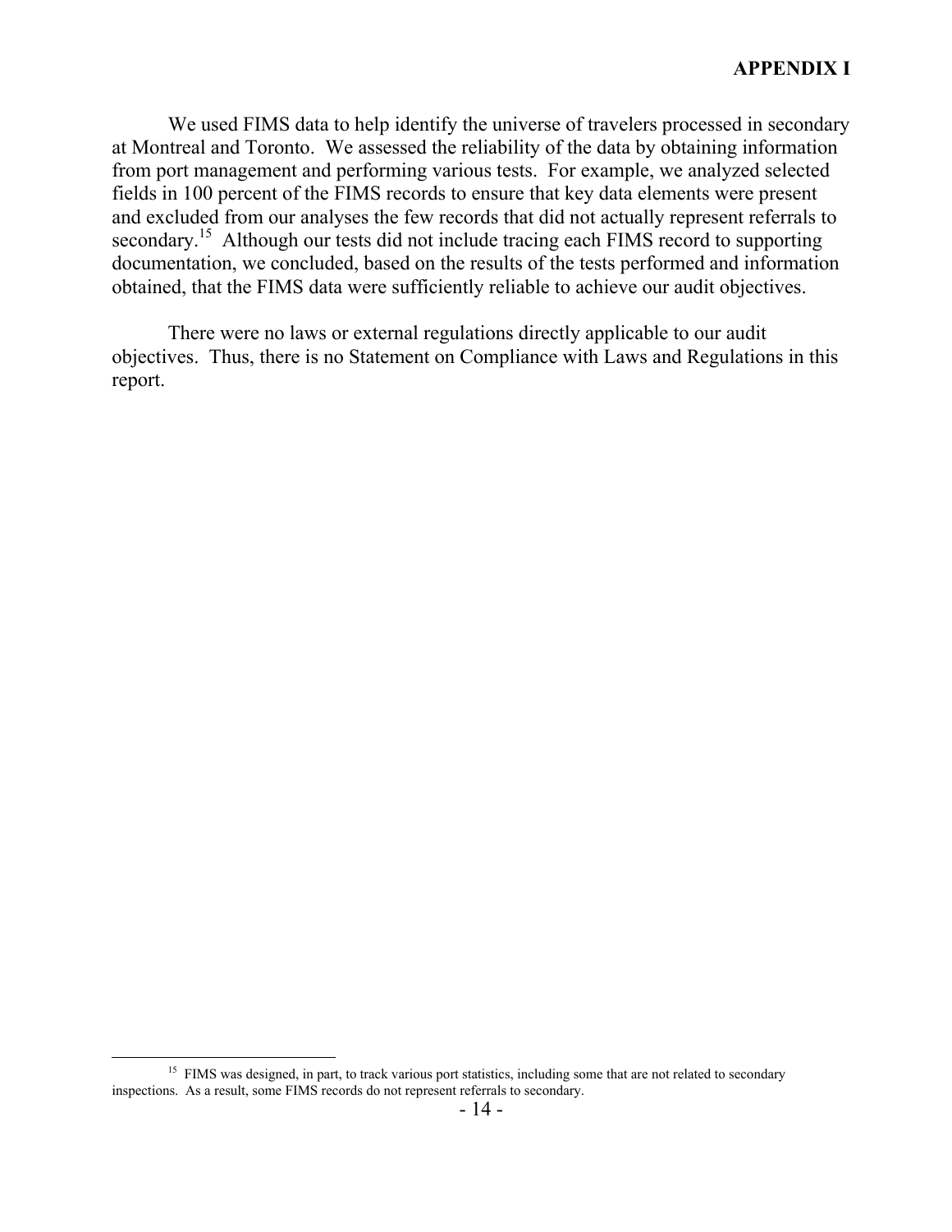We used FIMS data to help identify the universe of travelers processed in secondary at Montreal and Toronto. We assessed the reliability of the data by obtaining information from port management and performing various tests. For example, we analyzed selected fields in 100 percent of the FIMS records to ensure that key data elements were present and excluded from our analyses the few records that did not actually represent referrals to secondary.[15] Although our tests did not include tracing each FIMS record to supporting documentation, we concluded, based on the results of the tests performed and information obtained, that the FIMS data were sufficiently reliable to achieve our audit objectives.

There were no laws or external regulations directly applicable to our audit objectives. Thus, there is no Statement on Compliance with Laws and Regulations in this report.

[15] FIMS was designed, in part, to track various port statistics, including some that are not related to secondary inspections. As a result, some FIMS records do not represent referrals to secondary.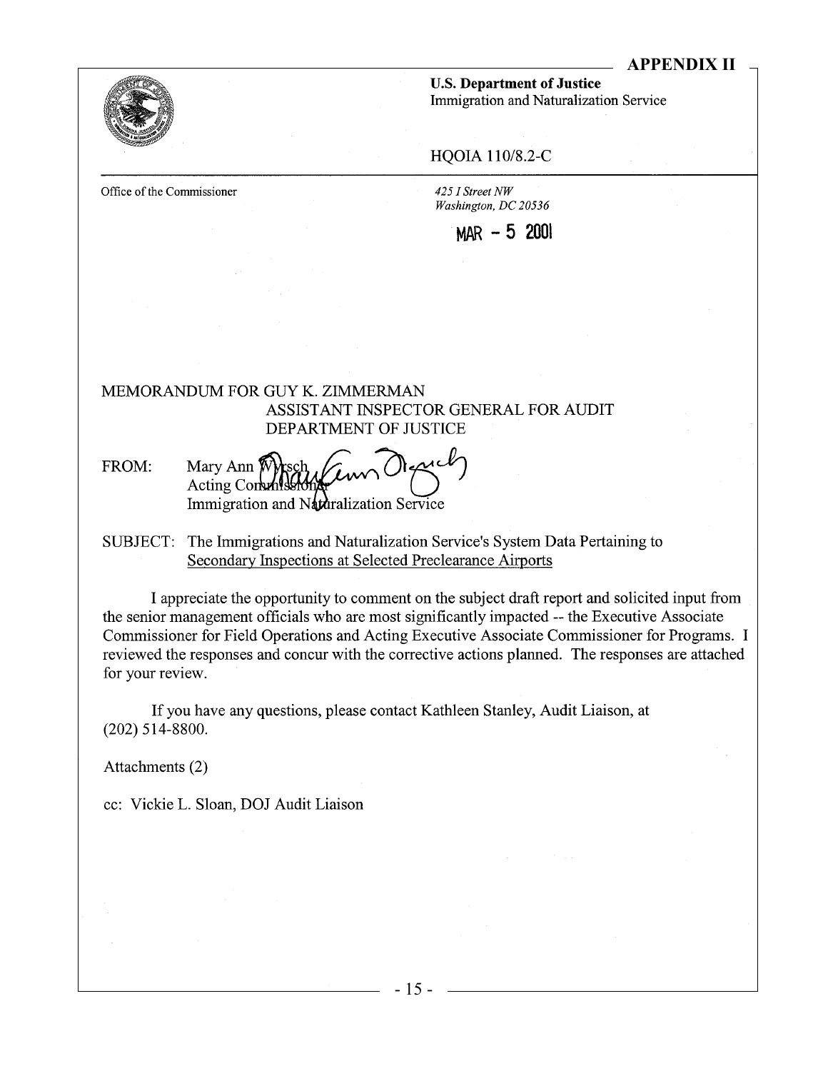**APPENDIX II**

**U.S. Department of Justice**
Immigration and Naturalization Service

HQOIA 110/8.2-C

Office of the Commissioner

*425 I Street NW*
*Washington, DC 20536*

MAR - 5 2001

MEMORANDUM FOR GUY K. ZIMMERMAN
ASSISTANT INSPECTOR GENERAL FOR AUDIT
DEPARTMENT OF JUSTICE

FROM: Mary Ann Wyrsch
Acting Commissioner
Immigration and Naturalization Service

SUBJECT: The Immigrations and Naturalization Service's System Data Pertaining to Secondary Inspections at Selected Preclearance Airports

I appreciate the opportunity to comment on the subject draft report and solicited input from the senior management officials who are most significantly impacted -- the Executive Associate Commissioner for Field Operations and Acting Executive Associate Commissioner for Programs. I reviewed the responses and concur with the corrective actions planned. The responses are attached for your review.

If you have any questions, please contact Kathleen Stanley, Audit Liaison, at (202) 514-8800.

Attachments (2)

cc: Vickie L. Sloan, DOJ Audit Liaison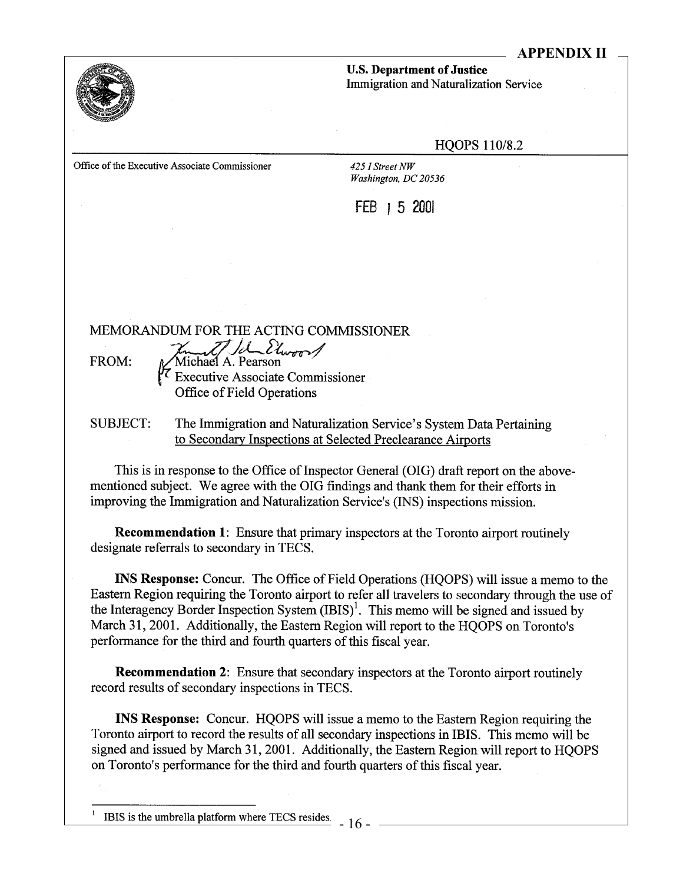**APPENDIX II**

**U.S. Department of Justice**
Immigration and Naturalization Service

HQOPS 110/8.2

Office of the Executive Associate Commissioner

*425 I Street NW*
*Washington, DC 20536*

FEB 15 2001

MEMORANDUM FOR THE ACTING COMMISSIONER

FROM: Michael A. Pearson
Executive Associate Commissioner
Office of Field Operations

SUBJECT: The Immigration and Naturalization Service's System Data Pertaining to Secondary Inspections at Selected Preclearance Airports

This is in response to the Office of Inspector General (OIG) draft report on the above-mentioned subject. We agree with the OIG findings and thank them for their efforts in improving the Immigration and Naturalization Service's (INS) inspections mission.

**Recommendation 1**: Ensure that primary inspectors at the Toronto airport routinely designate referrals to secondary in TECS.

**INS Response:** Concur. The Office of Field Operations (HQOPS) will issue a memo to the Eastern Region requiring the Toronto airport to refer all travelers to secondary through the use of the Interagency Border Inspection System (IBIS)[1]. This memo will be signed and issued by March 31, 2001. Additionally, the Eastern Region will report to the HQOPS on Toronto's performance for the third and fourth quarters of this fiscal year.

**Recommendation 2**: Ensure that secondary inspectors at the Toronto airport routinely record results of secondary inspections in TECS.

**INS Response:** Concur. HQOPS will issue a memo to the Eastern Region requiring the Toronto airport to record the results of all secondary inspections in IBIS. This memo will be signed and issued by March 31, 2001. Additionally, the Eastern Region will report to HQOPS on Toronto's performance for the third and fourth quarters of this fiscal year.

[1] IBIS is the umbrella platform where TECS resides.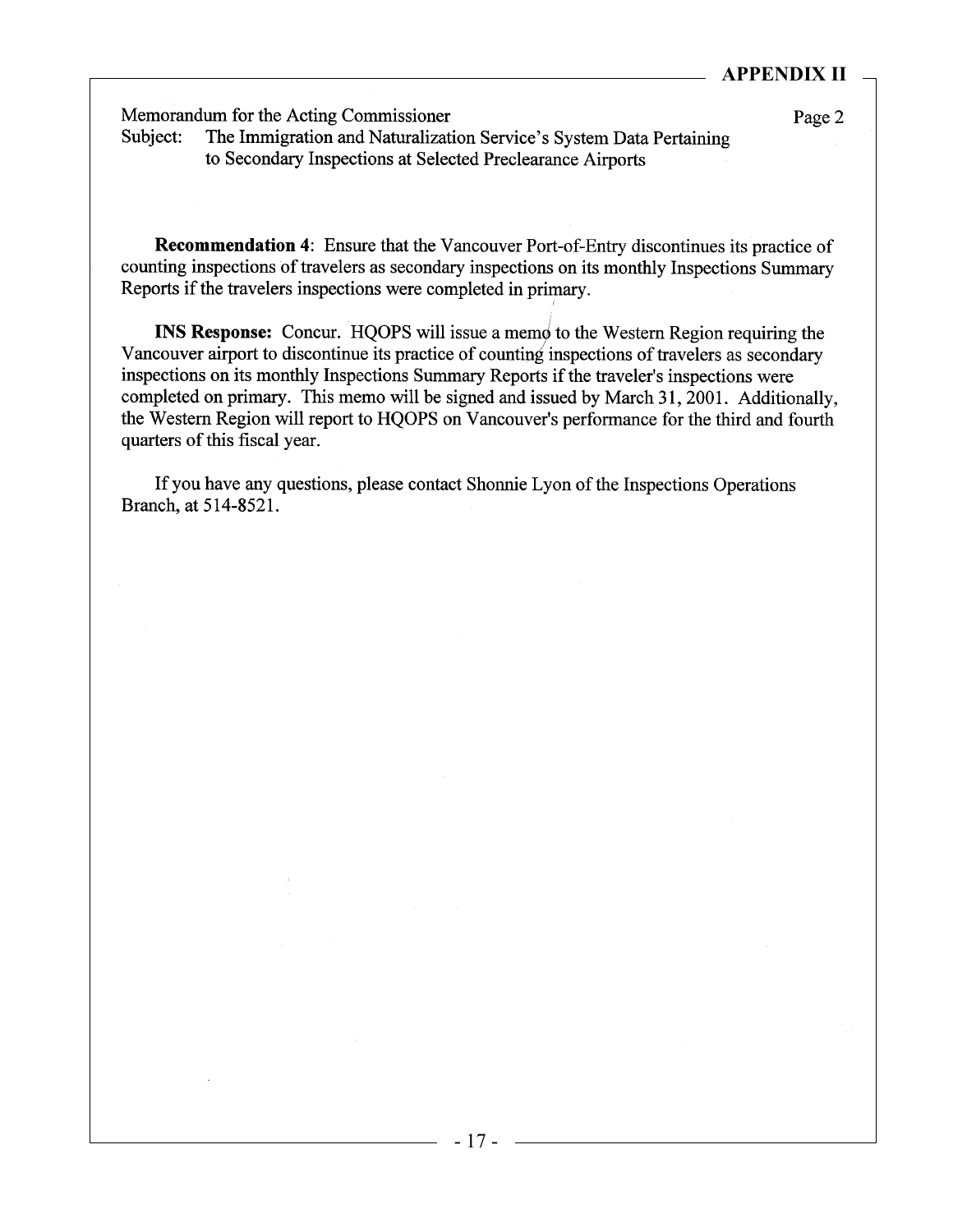Memorandum for the Acting Commissioner

Subject: The Immigration and Naturalization Service's System Data Pertaining to Secondary Inspections at Selected Preclearance Airports

**Recommendation 4**: Ensure that the Vancouver Port-of-Entry discontinues its practice of counting inspections of travelers as secondary inspections on its monthly Inspections Summary Reports if the travelers inspections were completed in primary.

**INS Response:** Concur. HQOPS will issue a memo to the Western Region requiring the Vancouver airport to discontinue its practice of counting inspections of travelers as secondary inspections on its monthly Inspections Summary Reports if the traveler's inspections were completed on primary. This memo will be signed and issued by March 31, 2001. Additionally, the Western Region will report to HQOPS on Vancouver's performance for the third and fourth quarters of this fiscal year.

If you have any questions, please contact Shonnie Lyon of the Inspections Operations Branch, at 514-8521.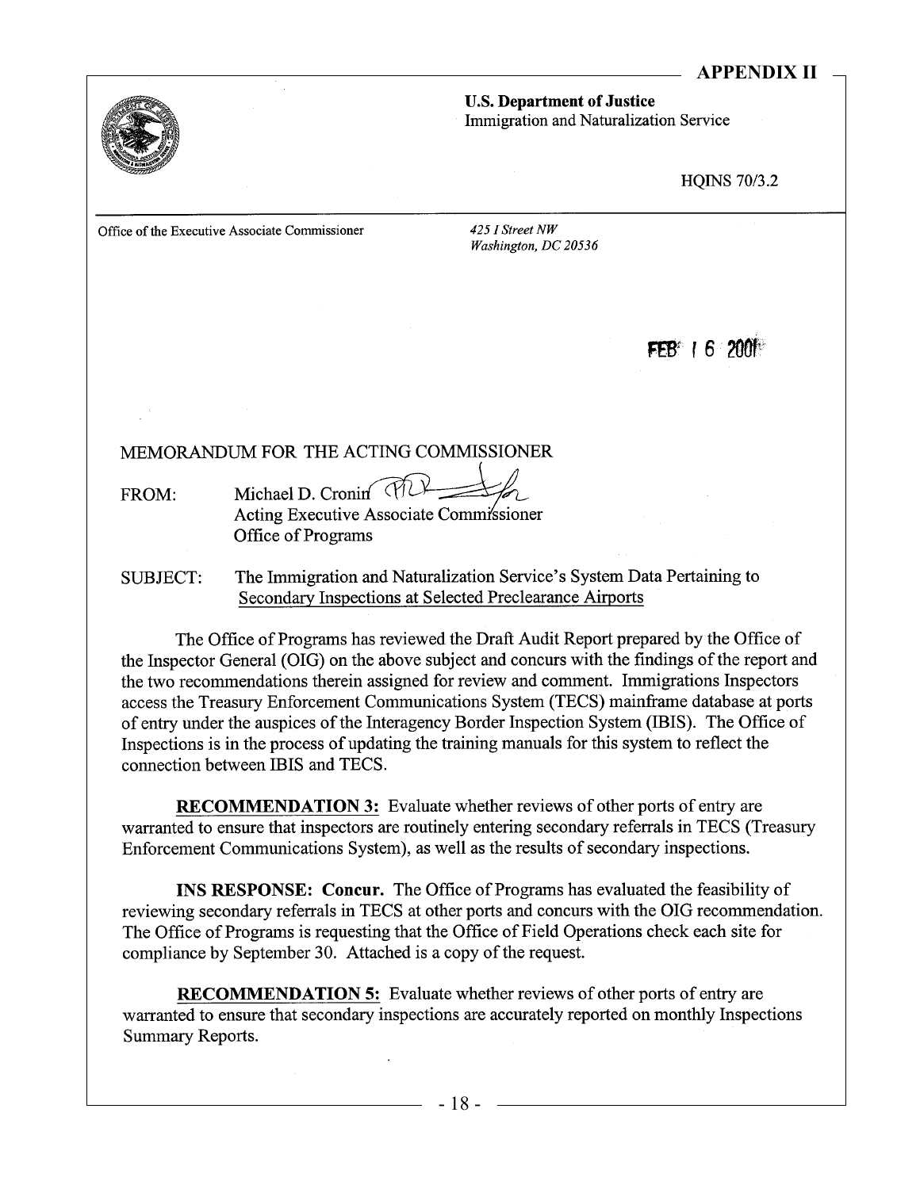# APPENDIX II

**U.S. Department of Justice**
Immigration and Naturalization Service

HQINS 70/3.2

Office of the Executive Associate Commissioner

*425 I Street NW*
*Washington, DC 20536*

FEB 16 2001

MEMORANDUM FOR THE ACTING COMMISSIONER

FROM: Michael D. Cronin
Acting Executive Associate Commissioner
Office of Programs

SUBJECT: The Immigration and Naturalization Service's System Data Pertaining to Secondary Inspections at Selected Preclearance Airports

The Office of Programs has reviewed the Draft Audit Report prepared by the Office of the Inspector General (OIG) on the above subject and concurs with the findings of the report and the two recommendations therein assigned for review and comment. Immigrations Inspectors access the Treasury Enforcement Communications System (TECS) mainframe database at ports of entry under the auspices of the Interagency Border Inspection System (IBIS). The Office of Inspections is in the process of updating the training manuals for this system to reflect the connection between IBIS and TECS.

**RECOMMENDATION 3:** Evaluate whether reviews of other ports of entry are warranted to ensure that inspectors are routinely entering secondary referrals in TECS (Treasury Enforcement Communications System), as well as the results of secondary inspections.

**INS RESPONSE: Concur.** The Office of Programs has evaluated the feasibility of reviewing secondary referrals in TECS at other ports and concurs with the OIG recommendation. The Office of Programs is requesting that the Office of Field Operations check each site for compliance by September 30. Attached is a copy of the request.

**RECOMMENDATION 5:** Evaluate whether reviews of other ports of entry are warranted to ensure that secondary inspections are accurately reported on monthly Inspections Summary Reports.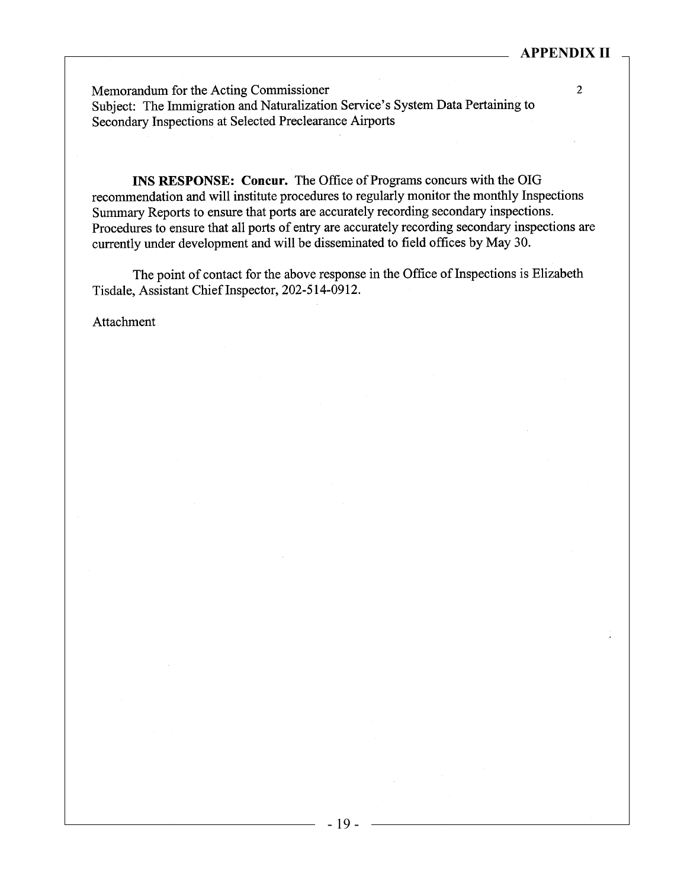Memorandum for the Acting Commissioner
Subject: The Immigration and Naturalization Service's System Data Pertaining to Secondary Inspections at Selected Preclearance Airports

**INS RESPONSE: Concur.** The Office of Programs concurs with the OIG recommendation and will institute procedures to regularly monitor the monthly Inspections Summary Reports to ensure that ports are accurately recording secondary inspections. Procedures to ensure that all ports of entry are accurately recording secondary inspections are currently under development and will be disseminated to field offices by May 30.

The point of contact for the above response in the Office of Inspections is Elizabeth Tisdale, Assistant Chief Inspector, 202-514-0912.

Attachment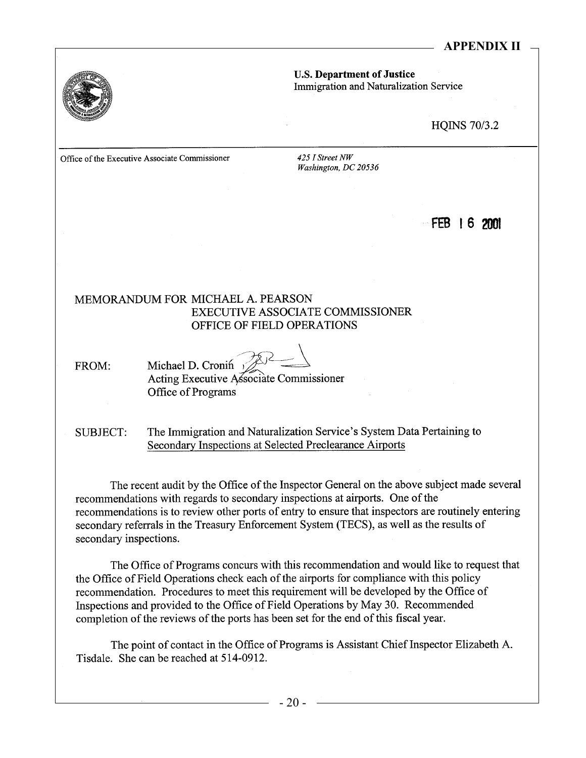# APPENDIX II

**U.S. Department of Justice**
Immigration and Naturalization Service

HQINS 70/3.2

Office of the Executive Associate Commissioner

*425 I Street NW*
*Washington, DC 20536*

FEB 16 2001

MEMORANDUM FOR MICHAEL A. PEARSON
EXECUTIVE ASSOCIATE COMMISSIONER
OFFICE OF FIELD OPERATIONS

FROM: Michael D. Cronin
Acting Executive Associate Commissioner
Office of Programs

SUBJECT: The Immigration and Naturalization Service's System Data Pertaining to Secondary Inspections at Selected Preclearance Airports

The recent audit by the Office of the Inspector General on the above subject made several recommendations with regards to secondary inspections at airports. One of the recommendations is to review other ports of entry to ensure that inspectors are routinely entering secondary referrals in the Treasury Enforcement System (TECS), as well as the results of secondary inspections.

The Office of Programs concurs with this recommendation and would like to request that the Office of Field Operations check each of the airports for compliance with this policy recommendation. Procedures to meet this requirement will be developed by the Office of Inspections and provided to the Office of Field Operations by May 30. Recommended completion of the reviews of the ports has been set for the end of this fiscal year.

The point of contact in the Office of Programs is Assistant Chief Inspector Elizabeth A. Tisdale. She can be reached at 514-0912.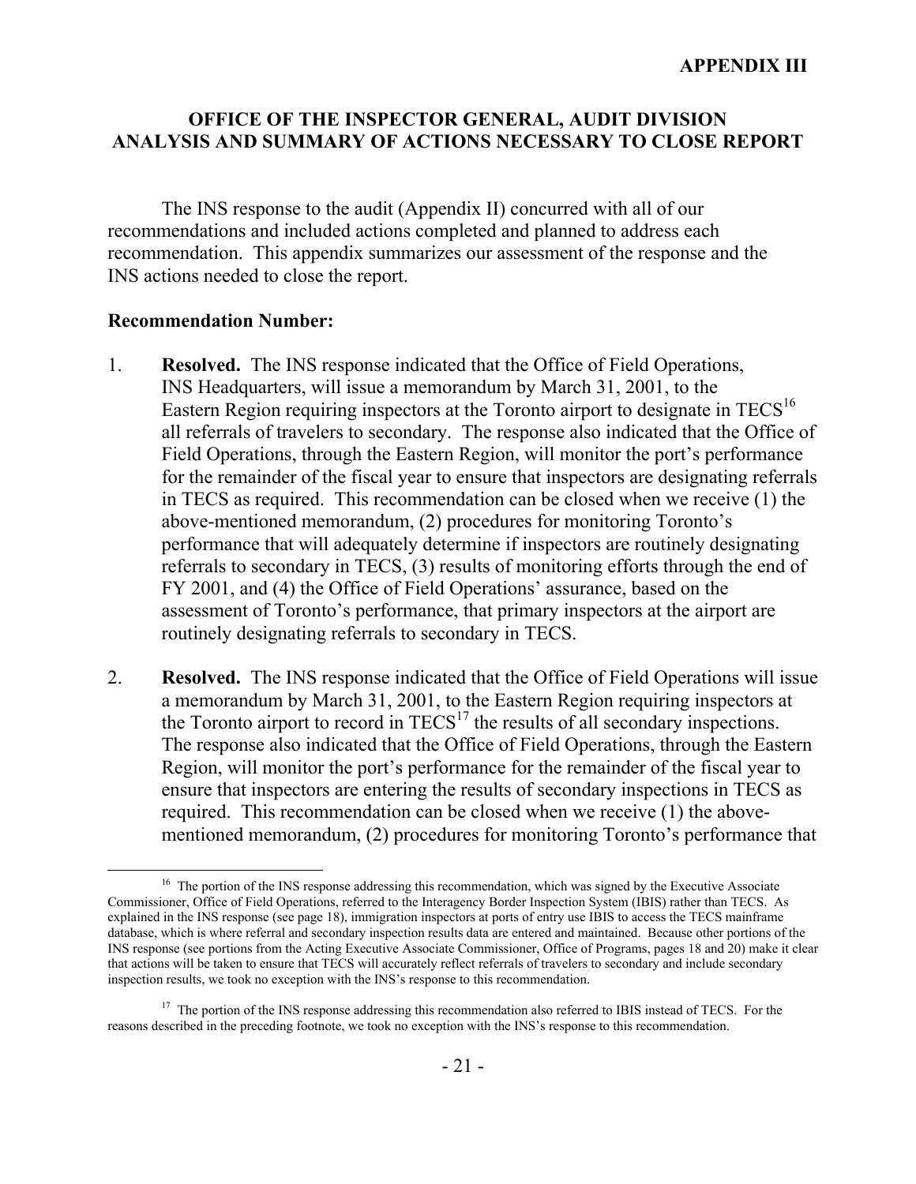## APPENDIX III

### OFFICE OF THE INSPECTOR GENERAL, AUDIT DIVISION ANALYSIS AND SUMMARY OF ACTIONS NECESSARY TO CLOSE REPORT

The INS response to the audit (Appendix II) concurred with all of our recommendations and included actions completed and planned to address each recommendation. This appendix summarizes our assessment of the response and the INS actions needed to close the report.

**Recommendation Number:**

1. **Resolved.** The INS response indicated that the Office of Field Operations, INS Headquarters, will issue a memorandum by March 31, 2001, to the Eastern Region requiring inspectors at the Toronto airport to designate in TECS[16] all referrals of travelers to secondary. The response also indicated that the Office of Field Operations, through the Eastern Region, will monitor the port's performance for the remainder of the fiscal year to ensure that inspectors are designating referrals in TECS as required. This recommendation can be closed when we receive (1) the above-mentioned memorandum, (2) procedures for monitoring Toronto's performance that will adequately determine if inspectors are routinely designating referrals to secondary in TECS, (3) results of monitoring efforts through the end of FY 2001, and (4) the Office of Field Operations' assurance, based on the assessment of Toronto's performance, that primary inspectors at the airport are routinely designating referrals to secondary in TECS.

2. **Resolved.** The INS response indicated that the Office of Field Operations will issue a memorandum by March 31, 2001, to the Eastern Region requiring inspectors at the Toronto airport to record in TECS[17] the results of all secondary inspections. The response also indicated that the Office of Field Operations, through the Eastern Region, will monitor the port's performance for the remainder of the fiscal year to ensure that inspectors are entering the results of secondary inspections in TECS as required. This recommendation can be closed when we receive (1) the above-mentioned memorandum, (2) procedures for monitoring Toronto's performance that

---

[16] The portion of the INS response addressing this recommendation, which was signed by the Executive Associate Commissioner, Office of Field Operations, referred to the Interagency Border Inspection System (IBIS) rather than TECS. As explained in the INS response (see page 18), immigration inspectors at ports of entry use IBIS to access the TECS mainframe database, which is where referral and secondary inspection results data are entered and maintained. Because other portions of the INS response (see portions from the Acting Executive Associate Commissioner, Office of Programs, pages 18 and 20) make it clear that actions will be taken to ensure that TECS will accurately reflect referrals of travelers to secondary and include secondary inspection results, we took no exception with the INS's response to this recommendation.

[17] The portion of the INS response addressing this recommendation also referred to IBIS instead of TECS. For the reasons described in the preceding footnote, we took no exception with the INS's response to this recommendation.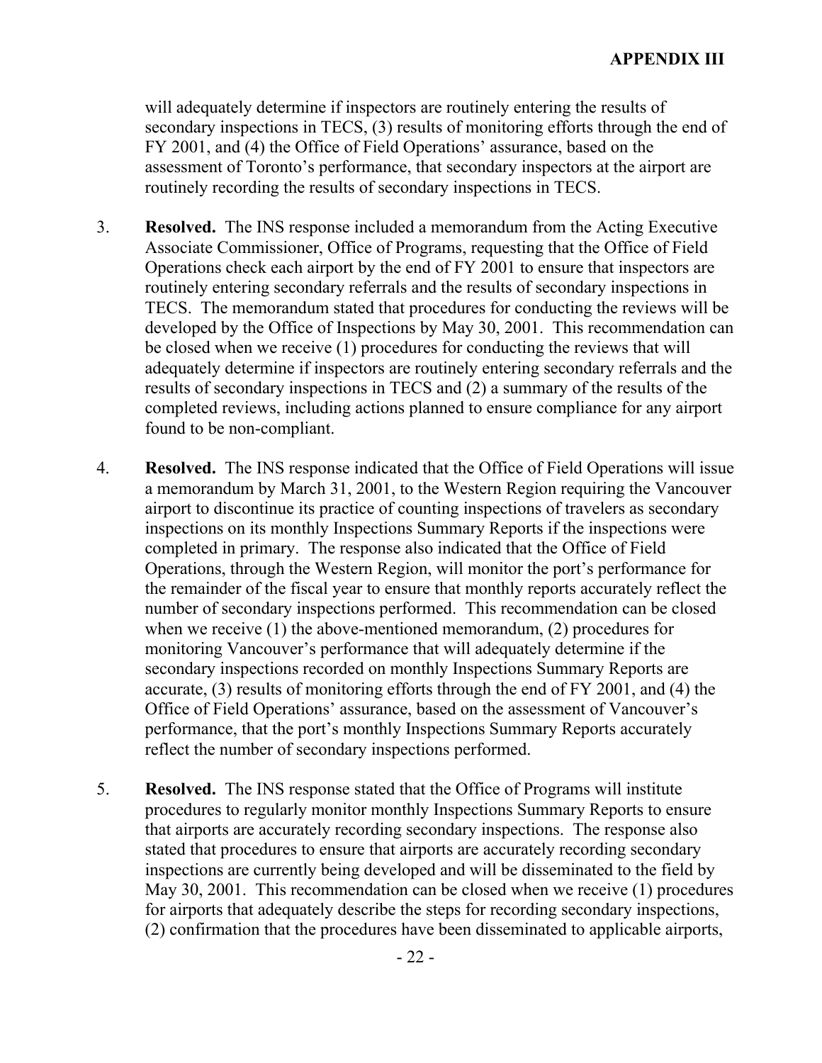## APPENDIX III

will adequately determine if inspectors are routinely entering the results of secondary inspections in TECS, (3) results of monitoring efforts through the end of FY 2001, and (4) the Office of Field Operations' assurance, based on the assessment of Toronto's performance, that secondary inspectors at the airport are routinely recording the results of secondary inspections in TECS.

3. **Resolved.** The INS response included a memorandum from the Acting Executive Associate Commissioner, Office of Programs, requesting that the Office of Field Operations check each airport by the end of FY 2001 to ensure that inspectors are routinely entering secondary referrals and the results of secondary inspections in TECS. The memorandum stated that procedures for conducting the reviews will be developed by the Office of Inspections by May 30, 2001. This recommendation can be closed when we receive (1) procedures for conducting the reviews that will adequately determine if inspectors are routinely entering secondary referrals and the results of secondary inspections in TECS and (2) a summary of the results of the completed reviews, including actions planned to ensure compliance for any airport found to be non-compliant.

4. **Resolved.** The INS response indicated that the Office of Field Operations will issue a memorandum by March 31, 2001, to the Western Region requiring the Vancouver airport to discontinue its practice of counting inspections of travelers as secondary inspections on its monthly Inspections Summary Reports if the inspections were completed in primary. The response also indicated that the Office of Field Operations, through the Western Region, will monitor the port's performance for the remainder of the fiscal year to ensure that monthly reports accurately reflect the number of secondary inspections performed. This recommendation can be closed when we receive (1) the above-mentioned memorandum, (2) procedures for monitoring Vancouver's performance that will adequately determine if the secondary inspections recorded on monthly Inspections Summary Reports are accurate, (3) results of monitoring efforts through the end of FY 2001, and (4) the Office of Field Operations' assurance, based on the assessment of Vancouver's performance, that the port's monthly Inspections Summary Reports accurately reflect the number of secondary inspections performed.

5. **Resolved.** The INS response stated that the Office of Programs will institute procedures to regularly monitor monthly Inspections Summary Reports to ensure that airports are accurately recording secondary inspections. The response also stated that procedures to ensure that airports are accurately recording secondary inspections are currently being developed and will be disseminated to the field by May 30, 2001. This recommendation can be closed when we receive (1) procedures for airports that adequately describe the steps for recording secondary inspections, (2) confirmation that the procedures have been disseminated to applicable airports,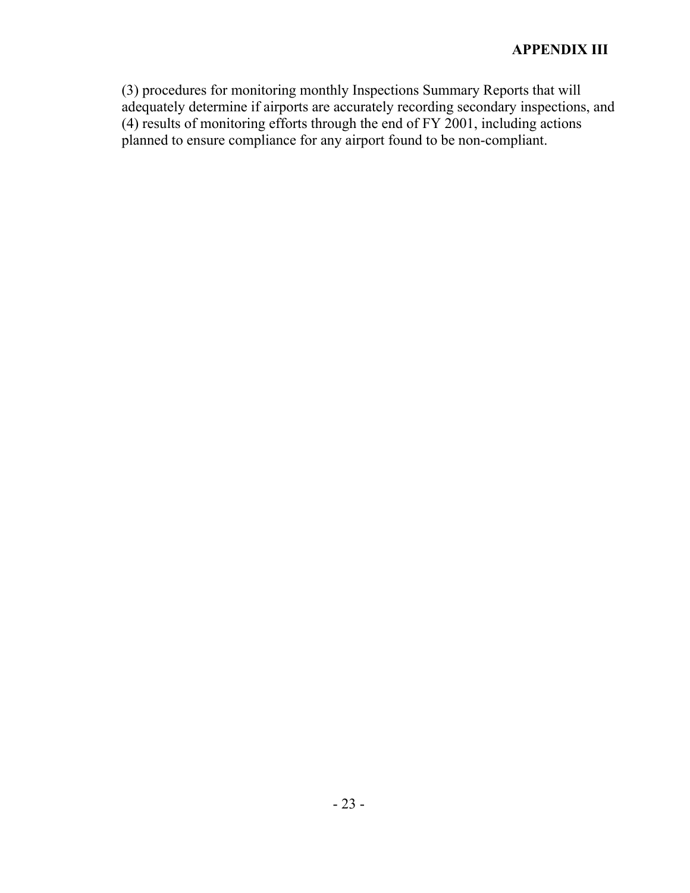(3) procedures for monitoring monthly Inspections Summary Reports that will adequately determine if airports are accurately recording secondary inspections, and (4) results of monitoring efforts through the end of FY 2001, including actions planned to ensure compliance for any airport found to be non-compliant.